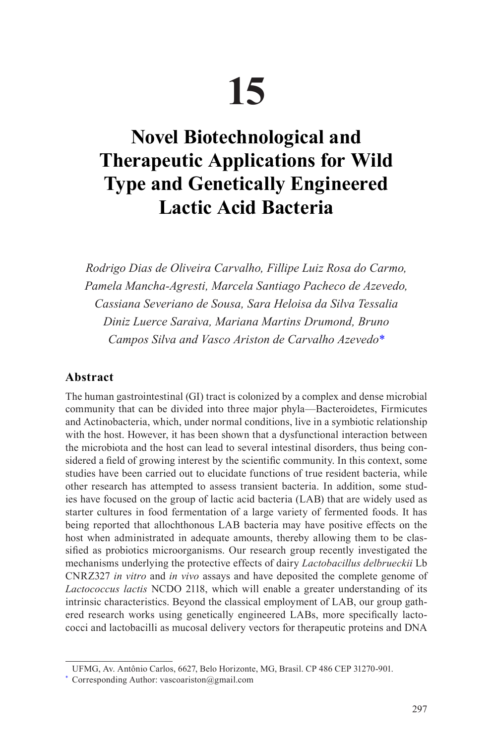# 15

# Novel Biotechnological and Therapeutic Applications for Wild Type and Genetically Engineered Lactic Acid Bacteria

*Rodrigo Dias de Oliveira Carvalho, Fillipe Luiz Rosa do Carmo, Pamela Mancha-Agresti, Marcela Santiago Pacheco de Azevedo, Cassiana Severiano de Sousa, Sara Heloisa da Silva Tessalia Diniz Luerce Saraiva, Mariana Martins Drumond, Bruno Campos Silva and Vasco Ariston de Carvalho Azevedo**

## Abstract

The human gastrointestinal (GI) tract is colonized by a complex and dense microbial community that can be divided into three major phyla—Bacteroidetes, Firmicutes and Actinobacteria, which, under normal conditions, live in a symbiotic relationship with the host. However, it has been shown that a dysfunctional interaction between the microbiota and the host can lead to several intestinal disorders, thus being considered a field of growing interest by the scientific community. In this context, some studies have been carried out to elucidate functions of true resident bacteria, while other research has attempted to assess transient bacteria. In addition, some studies have focused on the group of lactic acid bacteria (LAB) that are widely used as starter cultures in food fermentation of a large variety of fermented foods. It has being reported that allochthonous LAB bacteria may have positive effects on the host when administrated in adequate amounts, thereby allowing them to be classified as probiotics microorganisms. Our research group recently investigated the mechanisms underlying the protective effects of dairy *Lactobacillus delbrueckii* Lb CNRZ327 *in vitro* and *in vivo* assays and have deposited the complete genome of *Lactococcus lactis* NCDO 2118, which will enable a greater understanding of its intrinsic characteristics. Beyond the classical employment of LAB, our group gathered research works using genetically engineered LABs, more specifically lactococci and lactobacilli as mucosal delivery vectors for therapeutic proteins and DNA

---

UFMG, Av. Antônio Carlos, 6627, Belo Horizonte, MG, Brasil. CP 486 CEP 31270-901.

* Corresponding Author: vascoariston@gmail.com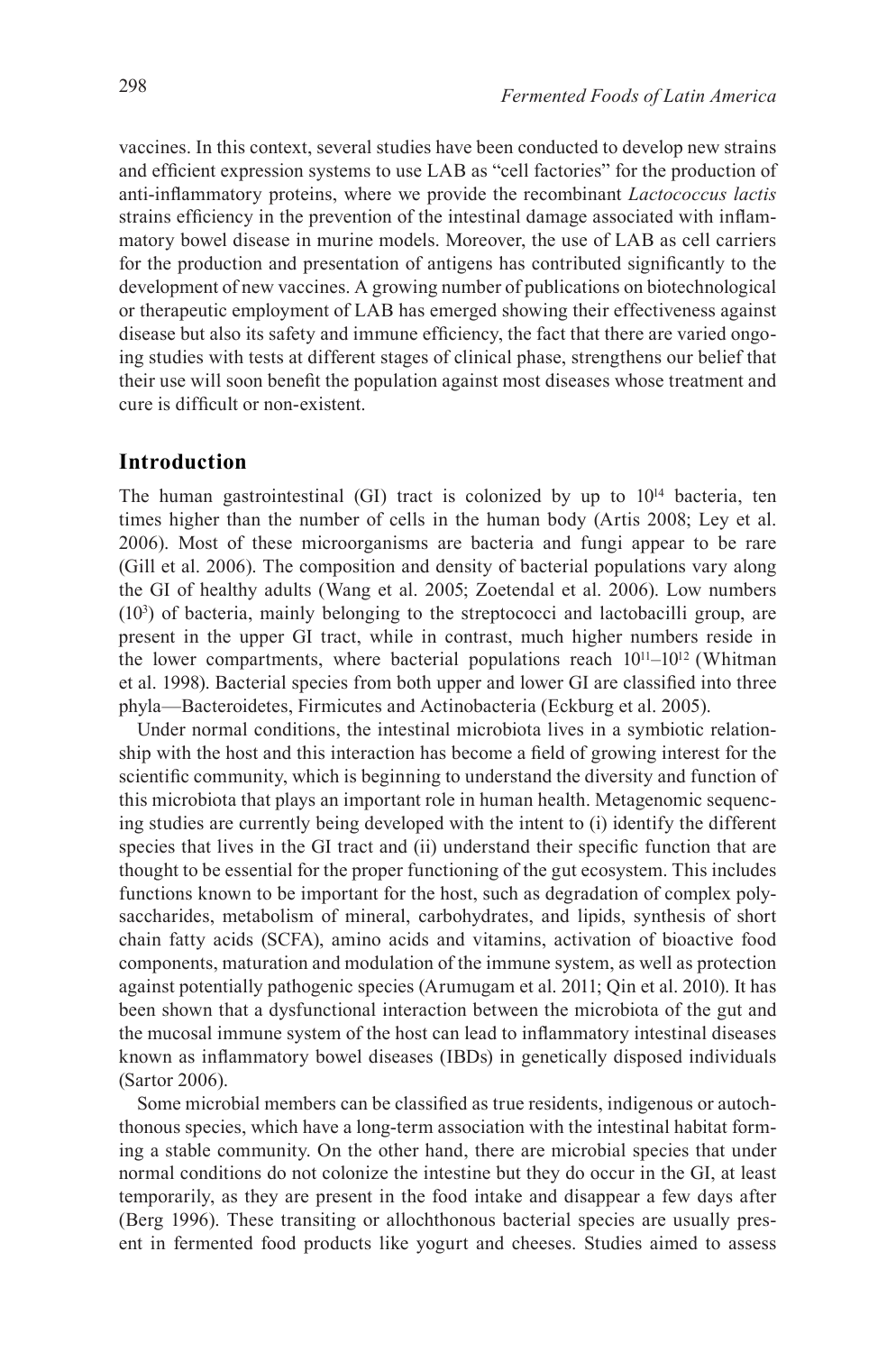vaccines. In this context, several studies have been conducted to develop new strains and efficient expression systems to use LAB as "cell factories" for the production of anti-inflammatory proteins, where we provide the recombinant *Lactococcus lactis* strains efficiency in the prevention of the intestinal damage associated with inflammatory bowel disease in murine models. Moreover, the use of LAB as cell carriers for the production and presentation of antigens has contributed significantly to the development of new vaccines. A growing number of publications on biotechnological or therapeutic employment of LAB has emerged showing their effectiveness against disease but also its safety and immune efficiency, the fact that there are varied ongoing studies with tests at different stages of clinical phase, strengthens our belief that their use will soon benefit the population against most diseases whose treatment and cure is difficult or non-existent.

## Introduction

The human gastrointestinal (GI) tract is colonized by up to $10^{14}$ bacteria, ten times higher than the number of cells in the human body (Artis 2008; Ley et al. 2006). Most of these microorganisms are bacteria and fungi appear to be rare (Gill et al. 2006). The composition and density of bacterial populations vary along the GI of healthy adults (Wang et al. 2005; Zoetendal et al. 2006). Low numbers ($10^3$) of bacteria, mainly belonging to the streptococci and lactobacilli group, are present in the upper GI tract, while in contrast, much higher numbers reside in the lower compartments, where bacterial populations reach $10^{11}$–$10^{12}$ (Whitman et al. 1998). Bacterial species from both upper and lower GI are classified into three phyla—Bacteroidetes, Firmicutes and Actinobacteria (Eckburg et al. 2005).

Under normal conditions, the intestinal microbiota lives in a symbiotic relationship with the host and this interaction has become a field of growing interest for the scientific community, which is beginning to understand the diversity and function of this microbiota that plays an important role in human health. Metagenomic sequencing studies are currently being developed with the intent to (i) identify the different species that lives in the GI tract and (ii) understand their specific function that are thought to be essential for the proper functioning of the gut ecosystem. This includes functions known to be important for the host, such as degradation of complex polysaccharides, metabolism of mineral, carbohydrates, and lipids, synthesis of short chain fatty acids (SCFA), amino acids and vitamins, activation of bioactive food components, maturation and modulation of the immune system, as well as protection against potentially pathogenic species (Arumugam et al. 2011; Qin et al. 2010). It has been shown that a dysfunctional interaction between the microbiota of the gut and the mucosal immune system of the host can lead to inflammatory intestinal diseases known as inflammatory bowel diseases (IBDs) in genetically disposed individuals (Sartor 2006).

Some microbial members can be classified as true residents, indigenous or autochthonous species, which have a long-term association with the intestinal habitat forming a stable community. On the other hand, there are microbial species that under normal conditions do not colonize the intestine but they do occur in the GI, at least temporarily, as they are present in the food intake and disappear a few days after (Berg 1996). These transiting or allochthonous bacterial species are usually present in fermented food products like yogurt and cheeses. Studies aimed to assess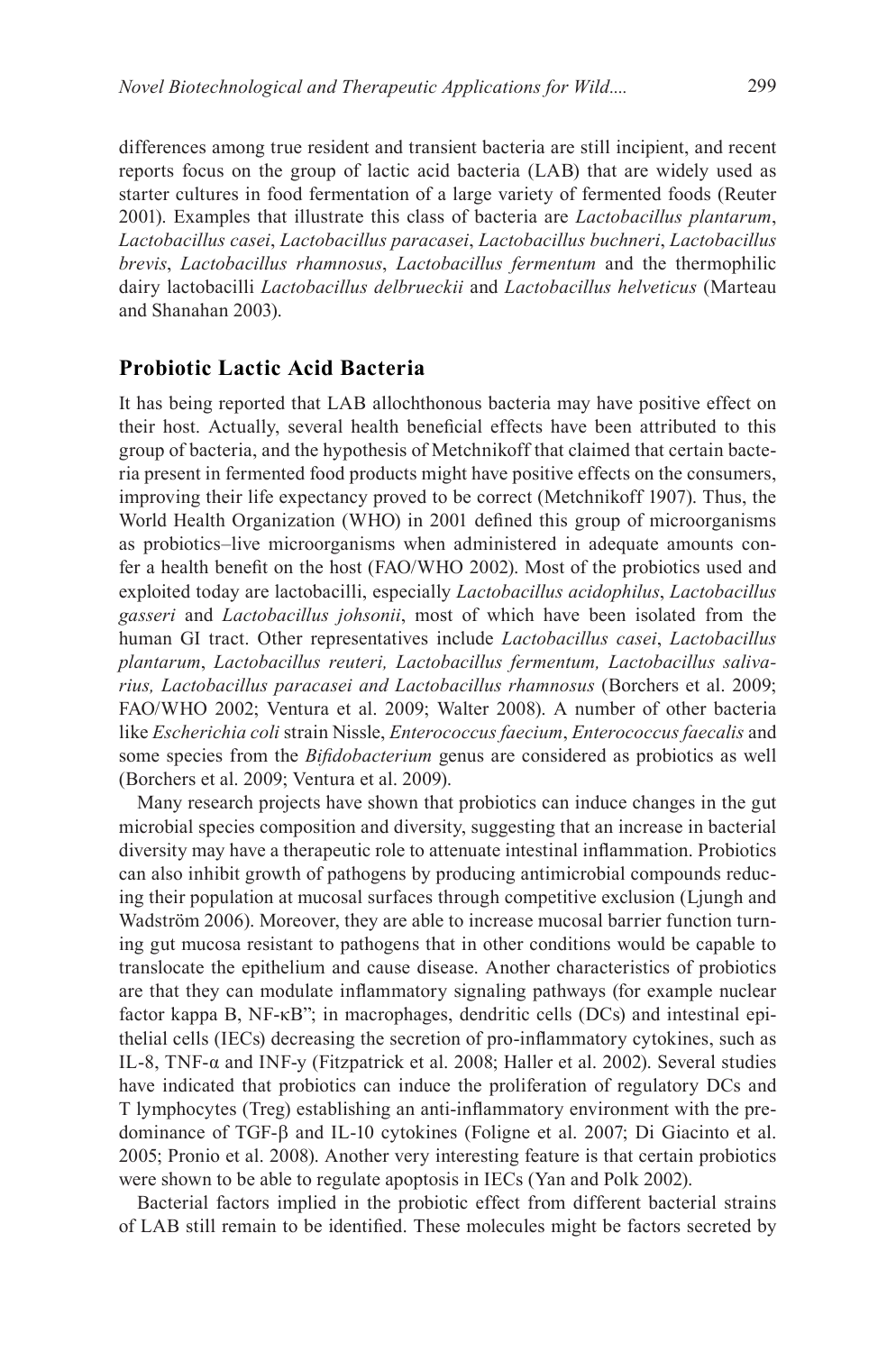differences among true resident and transient bacteria are still incipient, and recent reports focus on the group of lactic acid bacteria (LAB) that are widely used as starter cultures in food fermentation of a large variety of fermented foods (Reuter 2001). Examples that illustrate this class of bacteria are *Lactobacillus plantarum*, *Lactobacillus casei*, *Lactobacillus paracasei*, *Lactobacillus buchneri*, *Lactobacillus brevis*, *Lactobacillus rhamnosus*, *Lactobacillus fermentum* and the thermophilic dairy lactobacilli *Lactobacillus delbrueckii* and *Lactobacillus helveticus* (Marteau and Shanahan 2003).

## Probiotic Lactic Acid Bacteria

It has being reported that LAB allochthonous bacteria may have positive effect on their host. Actually, several health beneficial effects have been attributed to this group of bacteria, and the hypothesis of Metchnikoff that claimed that certain bacteria present in fermented food products might have positive effects on the consumers, improving their life expectancy proved to be correct (Metchnikoff 1907). Thus, the World Health Organization (WHO) in 2001 defined this group of microorganisms as probiotics–live microorganisms when administered in adequate amounts confer a health benefit on the host (FAO/WHO 2002). Most of the probiotics used and exploited today are lactobacilli, especially *Lactobacillus acidophilus*, *Lactobacillus gasseri* and *Lactobacillus johsonii*, most of which have been isolated from the human GI tract. Other representatives include *Lactobacillus casei*, *Lactobacillus plantarum*, *Lactobacillus reuteri, Lactobacillus fermentum, Lactobacillus salivarius, Lactobacillus paracasei and Lactobacillus rhamnosus* (Borchers et al. 2009; FAO/WHO 2002; Ventura et al. 2009; Walter 2008). A number of other bacteria like *Escherichia coli* strain Nissle, *Enterococcus faecium*, *Enterococcus faecalis* and some species from the *Bifidobacterium* genus are considered as probiotics as well (Borchers et al. 2009; Ventura et al. 2009).

Many research projects have shown that probiotics can induce changes in the gut microbial species composition and diversity, suggesting that an increase in bacterial diversity may have a therapeutic role to attenuate intestinal inflammation. Probiotics can also inhibit growth of pathogens by producing antimicrobial compounds reducing their population at mucosal surfaces through competitive exclusion (Ljungh and Wadström 2006). Moreover, they are able to increase mucosal barrier function turning gut mucosa resistant to pathogens that in other conditions would be capable to translocate the epithelium and cause disease. Another characteristics of probiotics are that they can modulate inflammatory signaling pathways (for example nuclear factor kappa B, NF-κB"; in macrophages, dendritic cells (DCs) and intestinal epithelial cells (IECs) decreasing the secretion of pro-inflammatory cytokines, such as IL-8, TNF-α and INF-y (Fitzpatrick et al. 2008; Haller et al. 2002). Several studies have indicated that probiotics can induce the proliferation of regulatory DCs and T lymphocytes (Treg) establishing an anti-inflammatory environment with the predominance of TGF-β and IL-10 cytokines (Foligne et al. 2007; Di Giacinto et al. 2005; Pronio et al. 2008). Another very interesting feature is that certain probiotics were shown to be able to regulate apoptosis in IECs (Yan and Polk 2002).

Bacterial factors implied in the probiotic effect from different bacterial strains of LAB still remain to be identified. These molecules might be factors secreted by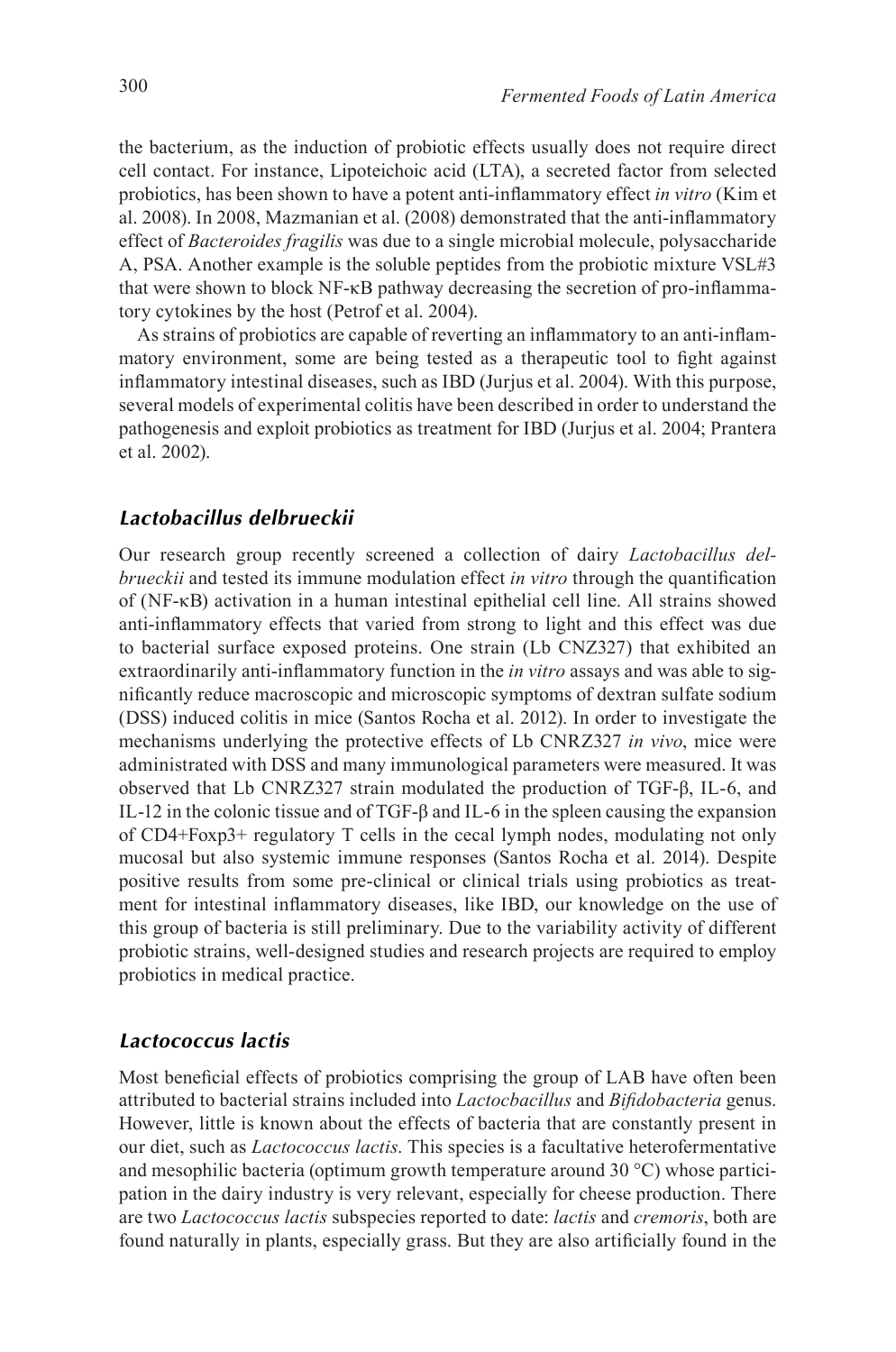the bacterium, as the induction of probiotic effects usually does not require direct cell contact. For instance, Lipoteichoic acid (LTA), a secreted factor from selected probiotics, has been shown to have a potent anti-inflammatory effect *in vitro* (Kim et al. 2008). In 2008, Mazmanian et al. (2008) demonstrated that the anti-inflammatory effect of *Bacteroides fragilis* was due to a single microbial molecule, polysaccharide A, PSA. Another example is the soluble peptides from the probiotic mixture VSL#3 that were shown to block NF-κB pathway decreasing the secretion of pro-inflammatory cytokines by the host (Petrof et al. 2004).

As strains of probiotics are capable of reverting an inflammatory to an anti-inflammatory environment, some are being tested as a therapeutic tool to fight against inflammatory intestinal diseases, such as IBD (Jurjus et al. 2004). With this purpose, several models of experimental colitis have been described in order to understand the pathogenesis and exploit probiotics as treatment for IBD (Jurjus et al. 2004; Prantera et al. 2002).

### *Lactobacillus delbrueckii*

Our research group recently screened a collection of dairy *Lactobacillus delbrueckii* and tested its immune modulation effect *in vitro* through the quantification of (NF-κB) activation in a human intestinal epithelial cell line. All strains showed anti-inflammatory effects that varied from strong to light and this effect was due to bacterial surface exposed proteins. One strain (Lb CNZ327) that exhibited an extraordinarily anti-inflammatory function in the *in vitro* assays and was able to significantly reduce macroscopic and microscopic symptoms of dextran sulfate sodium (DSS) induced colitis in mice (Santos Rocha et al. 2012). In order to investigate the mechanisms underlying the protective effects of Lb CNRZ327 *in vivo*, mice were administrated with DSS and many immunological parameters were measured. It was observed that Lb CNRZ327 strain modulated the production of TGF-β, IL-6, and IL-12 in the colonic tissue and of TGF-β and IL-6 in the spleen causing the expansion of CD4+Foxp3+ regulatory T cells in the cecal lymph nodes, modulating not only mucosal but also systemic immune responses (Santos Rocha et al. 2014). Despite positive results from some pre-clinical or clinical trials using probiotics as treatment for intestinal inflammatory diseases, like IBD, our knowledge on the use of this group of bacteria is still preliminary. Due to the variability activity of different probiotic strains, well-designed studies and research projects are required to employ probiotics in medical practice.

### *Lactococcus lactis*

Most beneficial effects of probiotics comprising the group of LAB have often been attributed to bacterial strains included into *Lactocbacillus* and *Bifidobacteria* genus. However, little is known about the effects of bacteria that are constantly present in our diet, such as *Lactococcus lactis*. This species is a facultative heterofermentative and mesophilic bacteria (optimum growth temperature around 30 °C) whose participation in the dairy industry is very relevant, especially for cheese production. There are two *Lactococcus lactis* subspecies reported to date: *lactis* and *cremoris*, both are found naturally in plants, especially grass. But they are also artificially found in the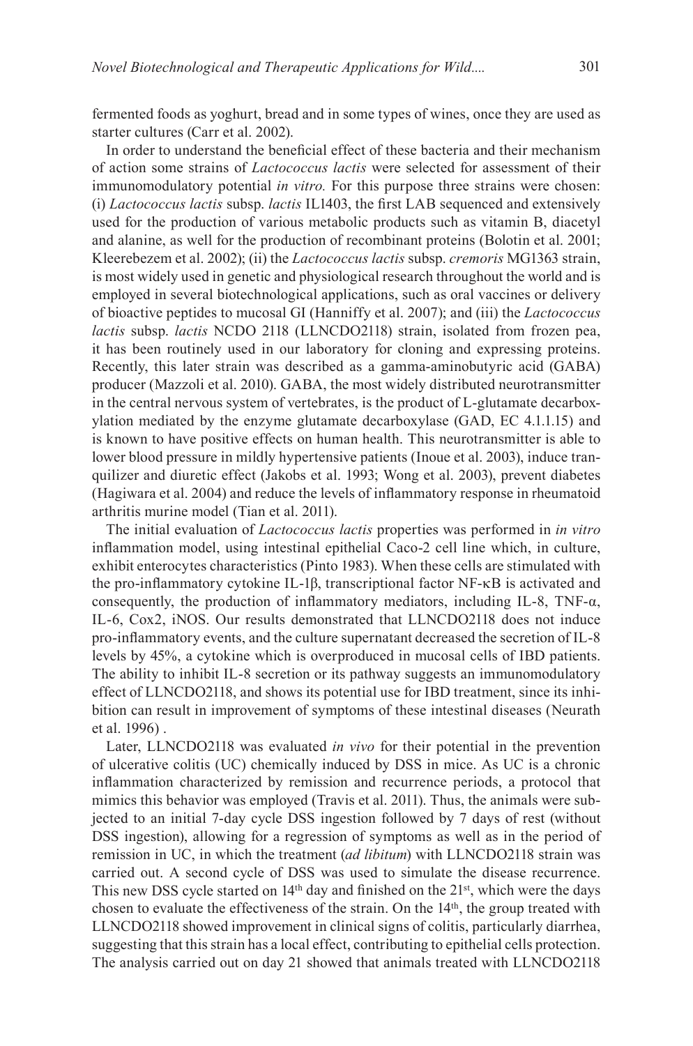fermented foods as yoghurt, bread and in some types of wines, once they are used as starter cultures (Carr et al. 2002).

In order to understand the beneficial effect of these bacteria and their mechanism of action some strains of *Lactococcus lactis* were selected for assessment of their immunomodulatory potential *in vitro.* For this purpose three strains were chosen: (i) *Lactococcus lactis* subsp. *lactis* IL1403, the first LAB sequenced and extensively used for the production of various metabolic products such as vitamin B, diacetyl and alanine, as well for the production of recombinant proteins (Bolotin et al. 2001; Kleerebezem et al. 2002); (ii) the *Lactococcus lactis* subsp. *cremoris* MG1363 strain, is most widely used in genetic and physiological research throughout the world and is employed in several biotechnological applications, such as oral vaccines or delivery of bioactive peptides to mucosal GI (Hanniffy et al. 2007); and (iii) the *Lactococcus lactis* subsp. *lactis* NCDO 2118 (LLNCDO2118) strain, isolated from frozen pea, it has been routinely used in our laboratory for cloning and expressing proteins. Recently, this later strain was described as a gamma-aminobutyric acid (GABA) producer (Mazzoli et al. 2010). GABA, the most widely distributed neurotransmitter in the central nervous system of vertebrates, is the product of L-glutamate decarboxylation mediated by the enzyme glutamate decarboxylase (GAD, EC 4.1.1.15) and is known to have positive effects on human health. This neurotransmitter is able to lower blood pressure in mildly hypertensive patients (Inoue et al. 2003), induce tranquilizer and diuretic effect (Jakobs et al. 1993; Wong et al. 2003), prevent diabetes (Hagiwara et al. 2004) and reduce the levels of inflammatory response in rheumatoid arthritis murine model (Tian et al. 2011).

The initial evaluation of *Lactococcus lactis* properties was performed in *in vitro* inflammation model, using intestinal epithelial Caco-2 cell line which, in culture, exhibit enterocytes characteristics (Pinto 1983). When these cells are stimulated with the pro-inflammatory cytokine IL-1β, transcriptional factor NF-κB is activated and consequently, the production of inflammatory mediators, including IL-8, TNF-α, IL-6, Cox2, iNOS. Our results demonstrated that LLNCDO2118 does not induce pro-inflammatory events, and the culture supernatant decreased the secretion of IL-8 levels by 45%, a cytokine which is overproduced in mucosal cells of IBD patients. The ability to inhibit IL-8 secretion or its pathway suggests an immunomodulatory effect of LLNCDO2118, and shows its potential use for IBD treatment, since its inhibition can result in improvement of symptoms of these intestinal diseases (Neurath et al. 1996) .

Later, LLNCDO2118 was evaluated *in vivo* for their potential in the prevention of ulcerative colitis (UC) chemically induced by DSS in mice. As UC is a chronic inflammation characterized by remission and recurrence periods, a protocol that mimics this behavior was employed (Travis et al. 2011). Thus, the animals were subjected to an initial 7-day cycle DSS ingestion followed by 7 days of rest (without DSS ingestion), allowing for a regression of symptoms as well as in the period of remission in UC, in which the treatment (*ad libitum*) with LLNCDO2118 strain was carried out. A second cycle of DSS was used to simulate the disease recurrence. This new DSS cycle started on 14th day and finished on the 21st, which were the days chosen to evaluate the effectiveness of the strain. On the 14th, the group treated with LLNCDO2118 showed improvement in clinical signs of colitis, particularly diarrhea, suggesting that this strain has a local effect, contributing to epithelial cells protection. The analysis carried out on day 21 showed that animals treated with LLNCDO2118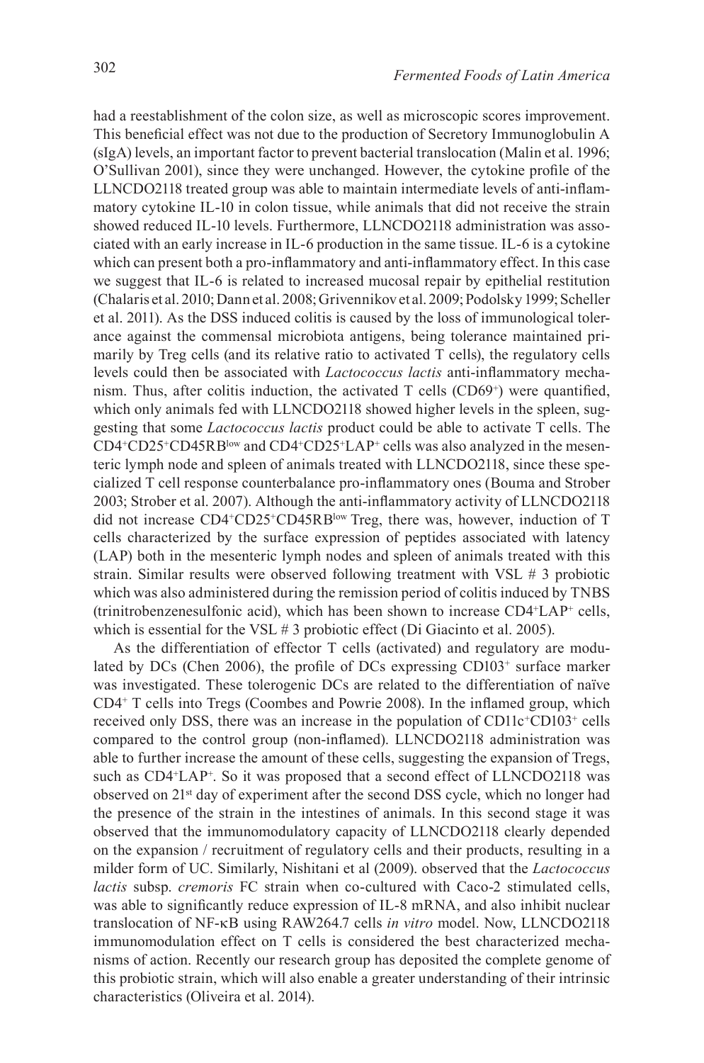had a reestablishment of the colon size, as well as microscopic scores improvement. This beneficial effect was not due to the production of Secretory Immunoglobulin A (sIgA) levels, an important factor to prevent bacterial translocation (Malin et al. 1996; O'Sullivan 2001), since they were unchanged. However, the cytokine profile of the LLNCDO2118 treated group was able to maintain intermediate levels of anti-inflammatory cytokine IL-10 in colon tissue, while animals that did not receive the strain showed reduced IL-10 levels. Furthermore, LLNCDO2118 administration was associated with an early increase in IL-6 production in the same tissue. IL-6 is a cytokine which can present both a pro-inflammatory and anti-inflammatory effect. In this case we suggest that IL-6 is related to increased mucosal repair by epithelial restitution (Chalaris et al. 2010; Dann et al. 2008; Grivennikov et al. 2009; Podolsky 1999; Scheller et al. 2011). As the DSS induced colitis is caused by the loss of immunological tolerance against the commensal microbiota antigens, being tolerance maintained primarily by Treg cells (and its relative ratio to activated T cells), the regulatory cells levels could then be associated with *Lactococcus lactis* anti-inflammatory mechanism. Thus, after colitis induction, the activated T cells ($CD69^+$) were quantified, which only animals fed with LLNCDO2118 showed higher levels in the spleen, suggesting that some *Lactococcus lactis* product could be able to activate T cells. The $CD4^+CD25^+CD45RB^{low}$ and $CD4^+CD25^+LAP^+$ cells was also analyzed in the mesenteric lymph node and spleen of animals treated with LLNCDO2118, since these specialized T cell response counterbalance pro-inflammatory ones (Bouma and Strober 2003; Strober et al. 2007). Although the anti-inflammatory activity of LLNCDO2118 did not increase $CD4^+CD25^+CD45RB^{low}$ Treg, there was, however, induction of T cells characterized by the surface expression of peptides associated with latency (LAP) both in the mesenteric lymph nodes and spleen of animals treated with this strain. Similar results were observed following treatment with VSL # 3 probiotic which was also administered during the remission period of colitis induced by TNBS (trinitrobenzenesulfonic acid), which has been shown to increase $CD4^+LAP^+$ cells, which is essential for the VSL # 3 probiotic effect (Di Giacinto et al. 2005).

As the differentiation of effector T cells (activated) and regulatory are modulated by DCs (Chen 2006), the profile of DCs expressing $CD103^+$ surface marker was investigated. These tolerogenic DCs are related to the differentiation of naïve $CD4^+$ T cells into Tregs (Coombes and Powrie 2008). In the inflamed group, which received only DSS, there was an increase in the population of $CD11c^+CD103^+$ cells compared to the control group (non-inflamed). LLNCDO2118 administration was able to further increase the amount of these cells, suggesting the expansion of Tregs, such as $CD4^+LAP^+$. So it was proposed that a second effect of LLNCDO2118 was observed on 21st day of experiment after the second DSS cycle, which no longer had the presence of the strain in the intestines of animals. In this second stage it was observed that the immunomodulatory capacity of LLNCDO2118 clearly depended on the expansion / recruitment of regulatory cells and their products, resulting in a milder form of UC. Similarly, Nishitani et al (2009). observed that the *Lactococcus lactis* subsp. *cremoris* FC strain when co-cultured with Caco-2 stimulated cells, was able to significantly reduce expression of IL-8 mRNA, and also inhibit nuclear translocation of NF-κB using RAW264.7 cells *in vitro* model. Now, LLNCDO2118 immunomodulation effect on T cells is considered the best characterized mechanisms of action. Recently our research group has deposited the complete genome of this probiotic strain, which will also enable a greater understanding of their intrinsic characteristics (Oliveira et al. 2014).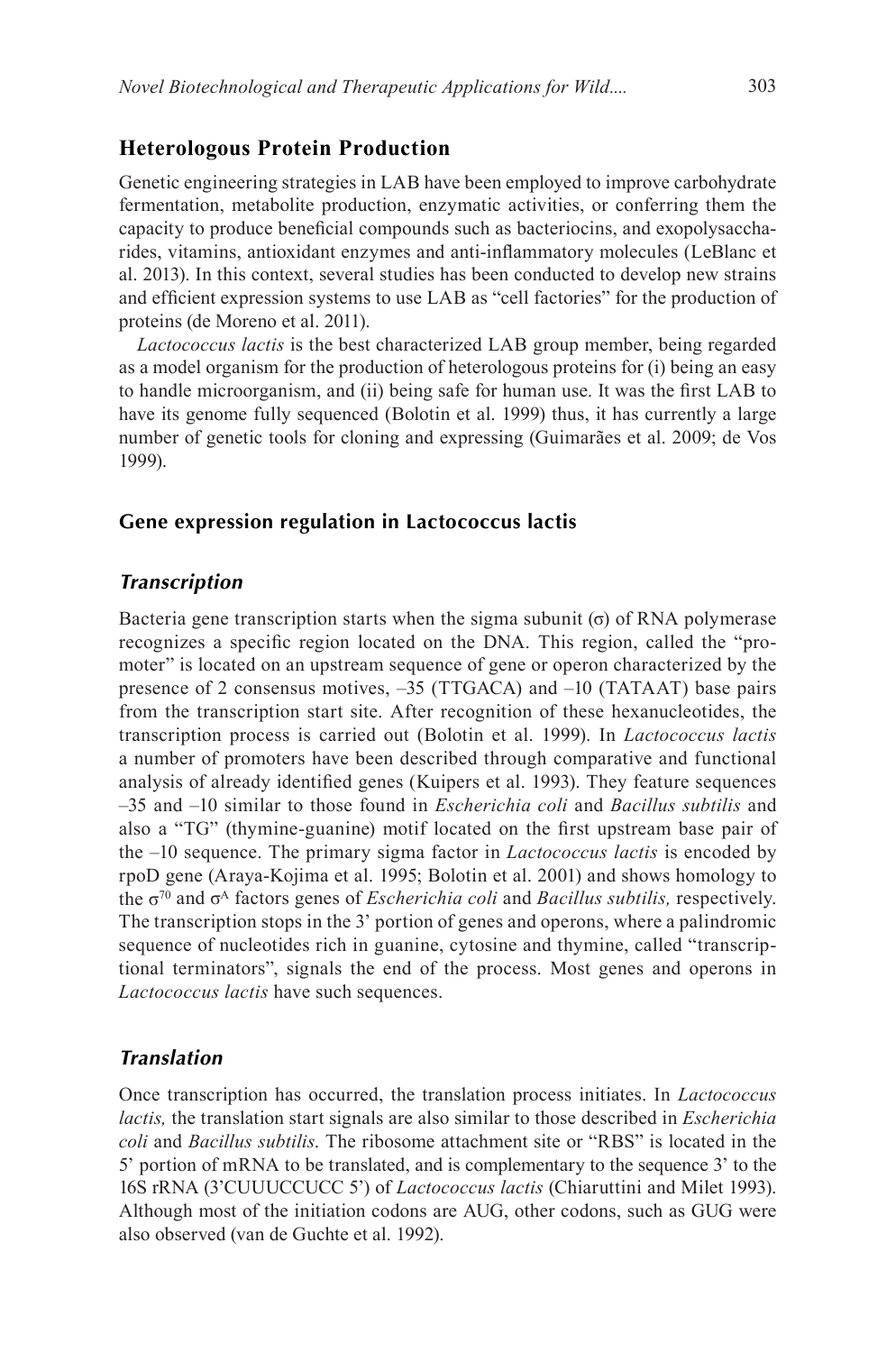## Heterologous Protein Production

Genetic engineering strategies in LAB have been employed to improve carbohydrate fermentation, metabolite production, enzymatic activities, or conferring them the capacity to produce beneficial compounds such as bacteriocins, and exopolysaccharides, vitamins, antioxidant enzymes and anti-inflammatory molecules (LeBlanc et al. 2013). In this context, several studies has been conducted to develop new strains and efficient expression systems to use LAB as "cell factories" for the production of proteins (de Moreno et al. 2011).

*Lactococcus lactis* is the best characterized LAB group member, being regarded as a model organism for the production of heterologous proteins for (i) being an easy to handle microorganism, and (ii) being safe for human use. It was the first LAB to have its genome fully sequenced (Bolotin et al. 1999) thus, it has currently a large number of genetic tools for cloning and expressing (Guimarães et al. 2009; de Vos 1999).

### Gene expression regulation in Lactococcus lactis

#### *Transcription*

Bacteria gene transcription starts when the sigma subunit (σ) of RNA polymerase recognizes a specific region located on the DNA. This region, called the "promoter" is located on an upstream sequence of gene or operon characterized by the presence of 2 consensus motives, –35 (TTGACA) and –10 (TATAAT) base pairs from the transcription start site. After recognition of these hexanucleotides, the transcription process is carried out (Bolotin et al. 1999). In *Lactococcus lactis* a number of promoters have been described through comparative and functional analysis of already identified genes (Kuipers et al. 1993). They feature sequences –35 and –10 similar to those found in *Escherichia coli* and *Bacillus subtilis* and also a "TG" (thymine-guanine) motif located on the first upstream base pair of the –10 sequence. The primary sigma factor in *Lactococcus lactis* is encoded by rpoD gene (Araya-Kojima et al. 1995; Bolotin et al. 2001) and shows homology to the $\sigma^{70}$ and $\sigma^{A}$ factors genes of *Escherichia coli* and *Bacillus subtilis,* respectively. The transcription stops in the 3' portion of genes and operons, where a palindromic sequence of nucleotides rich in guanine, cytosine and thymine, called "transcriptional terminators", signals the end of the process. Most genes and operons in *Lactococcus lactis* have such sequences.

#### *Translation*

Once transcription has occurred, the translation process initiates. In *Lactococcus lactis,* the translation start signals are also similar to those described in *Escherichia coli* and *Bacillus subtilis*. The ribosome attachment site or "RBS" is located in the 5' portion of mRNA to be translated, and is complementary to the sequence 3' to the 16S rRNA (3'CUUUCCUCC 5') of *Lactococcus lactis* (Chiaruttini and Milet 1993). Although most of the initiation codons are AUG, other codons, such as GUG were also observed (van de Guchte et al. 1992).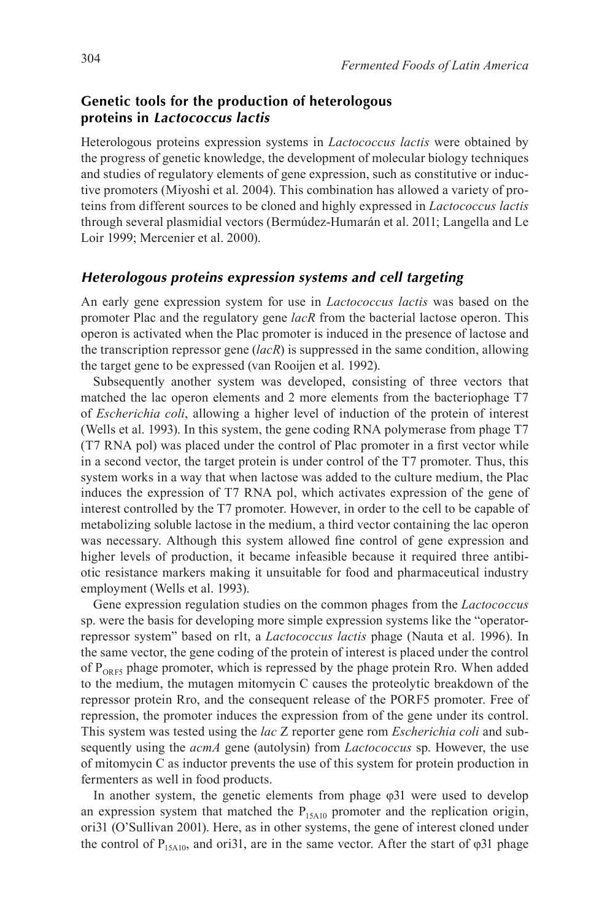## Genetic tools for the production of heterologous proteins in *Lactococcus lactis*

Heterologous proteins expression systems in *Lactococcus lactis* were obtained by the progress of genetic knowledge, the development of molecular biology techniques and studies of regulatory elements of gene expression, such as constitutive or inductive promoters (Miyoshi et al. 2004). This combination has allowed a variety of proteins from different sources to be cloned and highly expressed in *Lactococcus lactis* through several plasmidial vectors (Bermúdez-Humarán et al. 2011; Langella and Le Loir 1999; Mercenier et al. 2000).

### *Heterologous proteins expression systems and cell targeting*

An early gene expression system for use in *Lactococcus lactis* was based on the promoter Plac and the regulatory gene *lacR* from the bacterial lactose operon. This operon is activated when the Plac promoter is induced in the presence of lactose and the transcription repressor gene (*lacR*) is suppressed in the same condition, allowing the target gene to be expressed (van Rooijen et al. 1992).

Subsequently another system was developed, consisting of three vectors that matched the lac operon elements and 2 more elements from the bacteriophage T7 of *Escherichia coli*, allowing a higher level of induction of the protein of interest (Wells et al. 1993). In this system, the gene coding RNA polymerase from phage T7 (T7 RNA pol) was placed under the control of Plac promoter in a first vector while in a second vector, the target protein is under control of the T7 promoter. Thus, this system works in a way that when lactose was added to the culture medium, the Plac induces the expression of T7 RNA pol, which activates expression of the gene of interest controlled by the T7 promoter. However, in order to the cell to be capable of metabolizing soluble lactose in the medium, a third vector containing the lac operon was necessary. Although this system allowed fine control of gene expression and higher levels of production, it became infeasible because it required three antibiotic resistance markers making it unsuitable for food and pharmaceutical industry employment (Wells et al. 1993).

Gene expression regulation studies on the common phages from the *Lactococcus* sp. were the basis for developing more simple expression systems like the "operator-repressor system" based on r1t, a *Lactococcus lactis* phage (Nauta et al. 1996). In the same vector, the gene coding of the protein of interest is placed under the control of $P_{ORF5}$ phage promoter, which is repressed by the phage protein Rro. When added to the medium, the mutagen mitomycin C causes the proteolytic breakdown of the repressor protein Rro, and the consequent release of the PORF5 promoter. Free of repression, the promoter induces the expression from of the gene under its control. This system was tested using the *lac* Z reporter gene rom *Escherichia coli* and subsequently using the *acmA* gene (autolysin) from *Lactococcus* sp. However, the use of mitomycin C as inductor prevents the use of this system for protein production in fermenters as well in food products.

In another system, the genetic elements from phage φ31 were used to develop an expression system that matched the $P_{15A10}$ promoter and the replication origin, ori31 (O'Sullivan 2001). Here, as in other systems, the gene of interest cloned under the control of $P_{15A10}$, and ori31, are in the same vector. After the start of φ31 phage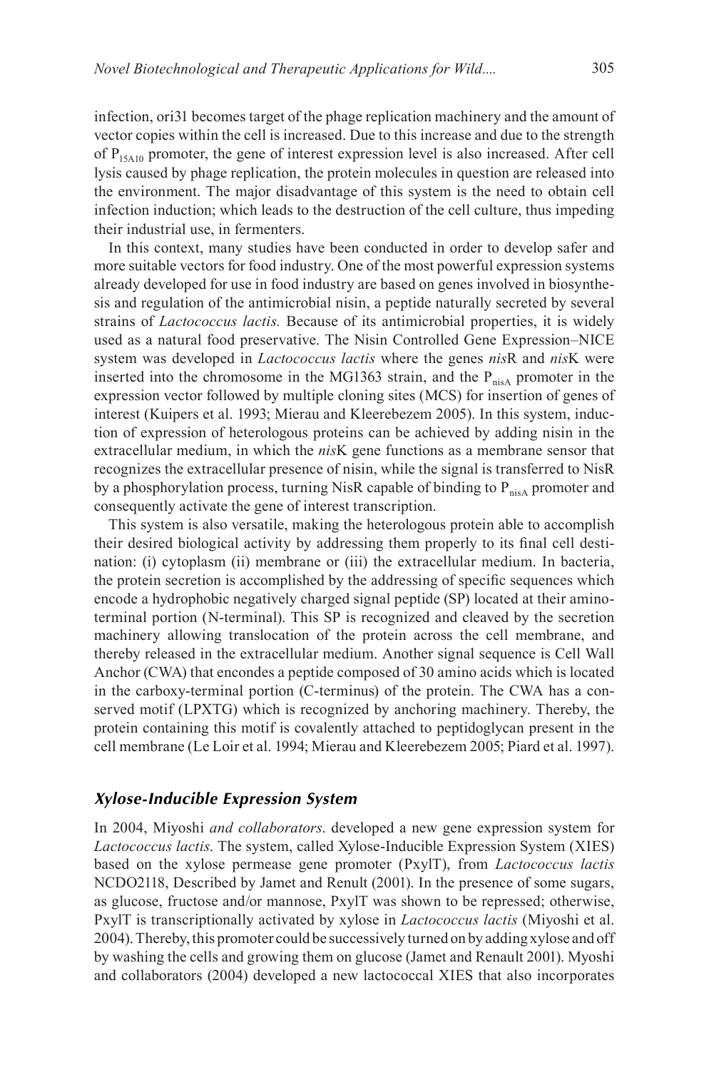infection, ori31 becomes target of the phage replication machinery and the amount of vector copies within the cell is increased. Due to this increase and due to the strength of $P_{15A10}$ promoter, the gene of interest expression level is also increased. After cell lysis caused by phage replication, the protein molecules in question are released into the environment. The major disadvantage of this system is the need to obtain cell infection induction; which leads to the destruction of the cell culture, thus impeding their industrial use, in fermenters.

In this context, many studies have been conducted in order to develop safer and more suitable vectors for food industry. One of the most powerful expression systems already developed for use in food industry are based on genes involved in biosynthesis and regulation of the antimicrobial nisin, a peptide naturally secreted by several strains of *Lactococcus lactis.* Because of its antimicrobial properties, it is widely used as a natural food preservative. The Nisin Controlled Gene Expression–NICE system was developed in *Lactococcus lactis* where the genes *nis*R and *nis*K were inserted into the chromosome in the MG1363 strain, and the $P_{nisA}$ promoter in the expression vector followed by multiple cloning sites (MCS) for insertion of genes of interest (Kuipers et al. 1993; Mierau and Kleerebezem 2005). In this system, induction of expression of heterologous proteins can be achieved by adding nisin in the extracellular medium, in which the *nis*K gene functions as a membrane sensor that recognizes the extracellular presence of nisin, while the signal is transferred to NisR by a phosphorylation process, turning NisR capable of binding to $P_{nisA}$ promoter and consequently activate the gene of interest transcription.

This system is also versatile, making the heterologous protein able to accomplish their desired biological activity by addressing them properly to its final cell destination: (i) cytoplasm (ii) membrane or (iii) the extracellular medium. In bacteria, the protein secretion is accomplished by the addressing of specific sequences which encode a hydrophobic negatively charged signal peptide (SP) located at their amino-terminal portion (N-terminal). This SP is recognized and cleaved by the secretion machinery allowing translocation of the protein across the cell membrane, and thereby released in the extracellular medium. Another signal sequence is Cell Wall Anchor (CWA) that encondes a peptide composed of 30 amino acids which is located in the carboxy-terminal portion (C-terminus) of the protein. The CWA has a conserved motif (LPXTG) which is recognized by anchoring machinery. Thereby, the protein containing this motif is covalently attached to peptidoglycan present in the cell membrane (Le Loir et al. 1994; Mierau and Kleerebezem 2005; Piard et al. 1997).

### *Xylose-Inducible Expression System*

In 2004, Miyoshi *and collaborators*. developed a new gene expression system for *Lactococcus lactis*. The system, called Xylose-Inducible Expression System (XIES) based on the xylose permease gene promoter (PxylT), from *Lactococcus lactis* NCDO2118, Described by Jamet and Renult (2001). In the presence of some sugars, as glucose, fructose and/or mannose, PxylT was shown to be repressed; otherwise, PxylT is transcriptionally activated by xylose in *Lactococcus lactis* (Miyoshi et al. 2004). Thereby, this promoter could be successively turned on by adding xylose and off by washing the cells and growing them on glucose (Jamet and Renault 2001). Myoshi and collaborators (2004) developed a new lactococcal XIES that also incorporates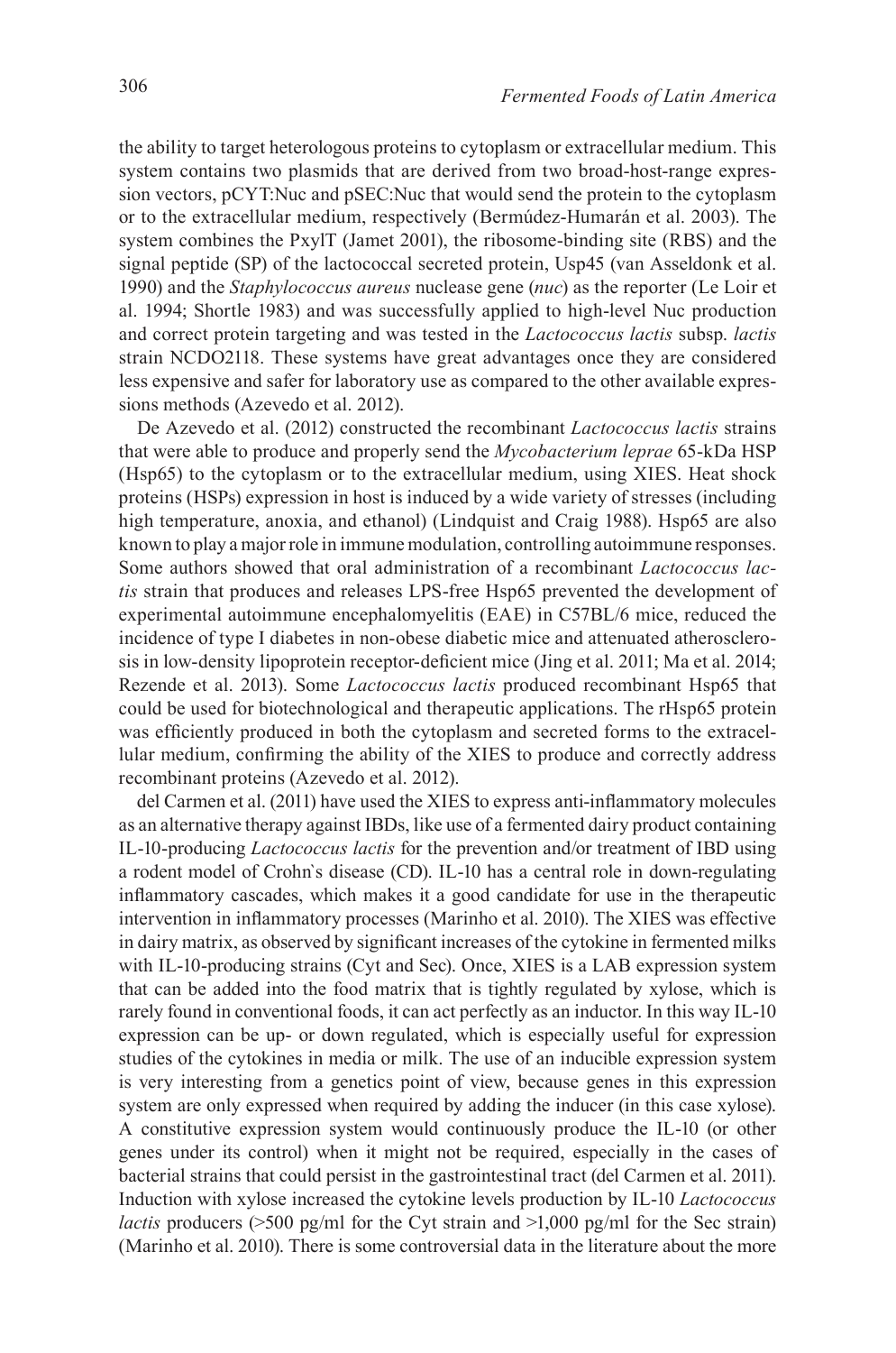the ability to target heterologous proteins to cytoplasm or extracellular medium. This system contains two plasmids that are derived from two broad-host-range expression vectors, pCYT:Nuc and pSEC:Nuc that would send the protein to the cytoplasm or to the extracellular medium, respectively (Bermúdez-Humarán et al. 2003). The system combines the PxylT (Jamet 2001), the ribosome-binding site (RBS) and the signal peptide (SP) of the lactococcal secreted protein, Usp45 (van Asseldonk et al. 1990) and the *Staphylococcus aureus* nuclease gene (*nuc*) as the reporter (Le Loir et al. 1994; Shortle 1983) and was successfully applied to high-level Nuc production and correct protein targeting and was tested in the *Lactococcus lactis* subsp. *lactis* strain NCDO2118. These systems have great advantages once they are considered less expensive and safer for laboratory use as compared to the other available expressions methods (Azevedo et al. 2012).

De Azevedo et al. (2012) constructed the recombinant *Lactococcus lactis* strains that were able to produce and properly send the *Mycobacterium leprae* 65-kDa HSP (Hsp65) to the cytoplasm or to the extracellular medium, using XIES. Heat shock proteins (HSPs) expression in host is induced by a wide variety of stresses (including high temperature, anoxia, and ethanol) (Lindquist and Craig 1988). Hsp65 are also known to play a major role in immune modulation, controlling autoimmune responses. Some authors showed that oral administration of a recombinant *Lactococcus lactis* strain that produces and releases LPS-free Hsp65 prevented the development of experimental autoimmune encephalomyelitis (EAE) in C57BL/6 mice, reduced the incidence of type I diabetes in non-obese diabetic mice and attenuated atherosclerosis in low-density lipoprotein receptor-deficient mice (Jing et al. 2011; Ma et al. 2014; Rezende et al. 2013). Some *Lactococcus lactis* produced recombinant Hsp65 that could be used for biotechnological and therapeutic applications. The rHsp65 protein was efficiently produced in both the cytoplasm and secreted forms to the extracellular medium, confirming the ability of the XIES to produce and correctly address recombinant proteins (Azevedo et al. 2012).

del Carmen et al. (2011) have used the XIES to express anti-inflammatory molecules as an alternative therapy against IBDs, like use of a fermented dairy product containing IL-10-producing *Lactococcus lactis* for the prevention and/or treatment of IBD using a rodent model of Crohn`s disease (CD). IL-10 has a central role in down-regulating inflammatory cascades, which makes it a good candidate for use in the therapeutic intervention in inflammatory processes (Marinho et al. 2010). The XIES was effective in dairy matrix, as observed by significant increases of the cytokine in fermented milks with IL-10-producing strains (Cyt and Sec). Once, XIES is a LAB expression system that can be added into the food matrix that is tightly regulated by xylose, which is rarely found in conventional foods, it can act perfectly as an inductor. In this way IL-10 expression can be up- or down regulated, which is especially useful for expression studies of the cytokines in media or milk. The use of an inducible expression system is very interesting from a genetics point of view, because genes in this expression system are only expressed when required by adding the inducer (in this case xylose). A constitutive expression system would continuously produce the IL-10 (or other genes under its control) when it might not be required, especially in the cases of bacterial strains that could persist in the gastrointestinal tract (del Carmen et al. 2011). Induction with xylose increased the cytokine levels production by IL-10 *Lactococcus lactis* producers (>500 pg/ml for the Cyt strain and >1,000 pg/ml for the Sec strain) (Marinho et al. 2010). There is some controversial data in the literature about the more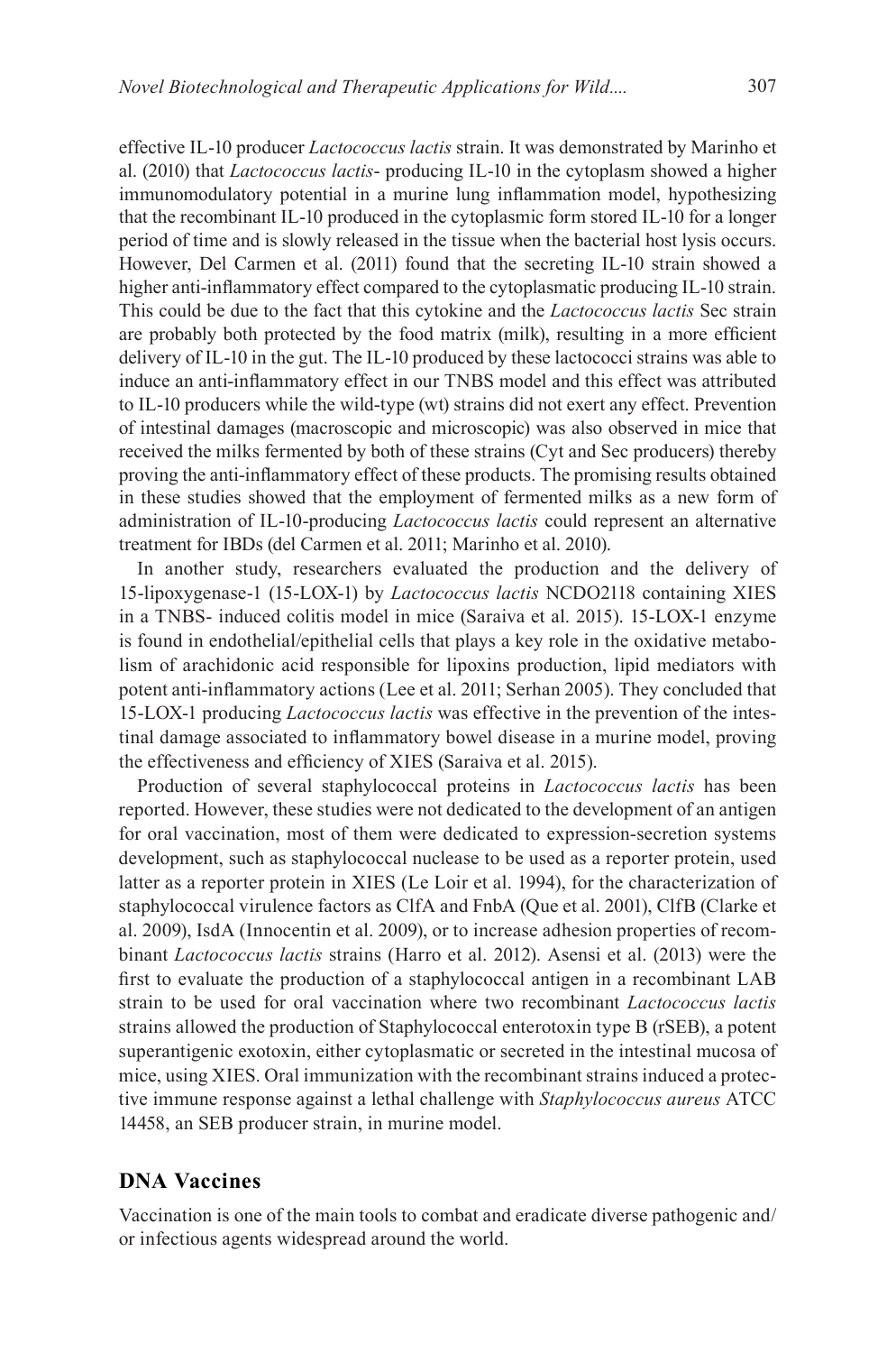effective IL-10 producer *Lactococcus lactis* strain. It was demonstrated by Marinho et al. (2010) that *Lactococcus lactis*- producing IL-10 in the cytoplasm showed a higher immunomodulatory potential in a murine lung inflammation model, hypothesizing that the recombinant IL-10 produced in the cytoplasmic form stored IL-10 for a longer period of time and is slowly released in the tissue when the bacterial host lysis occurs. However, Del Carmen et al. (2011) found that the secreting IL-10 strain showed a higher anti-inflammatory effect compared to the cytoplasmatic producing IL-10 strain. This could be due to the fact that this cytokine and the *Lactococcus lactis* Sec strain are probably both protected by the food matrix (milk), resulting in a more efficient delivery of IL-10 in the gut. The IL-10 produced by these lactococci strains was able to induce an anti-inflammatory effect in our TNBS model and this effect was attributed to IL-10 producers while the wild-type (wt) strains did not exert any effect. Prevention of intestinal damages (macroscopic and microscopic) was also observed in mice that received the milks fermented by both of these strains (Cyt and Sec producers) thereby proving the anti-inflammatory effect of these products. The promising results obtained in these studies showed that the employment of fermented milks as a new form of administration of IL-10-producing *Lactococcus lactis* could represent an alternative treatment for IBDs (del Carmen et al. 2011; Marinho et al. 2010).

In another study, researchers evaluated the production and the delivery of 15-lipoxygenase-1 (15-LOX-1) by *Lactococcus lactis* NCDO2118 containing XIES in a TNBS- induced colitis model in mice (Saraiva et al. 2015). 15-LOX-1 enzyme is found in endothelial/epithelial cells that plays a key role in the oxidative metabolism of arachidonic acid responsible for lipoxins production, lipid mediators with potent anti-inflammatory actions (Lee et al. 2011; Serhan 2005). They concluded that 15-LOX-1 producing *Lactococcus lactis* was effective in the prevention of the intestinal damage associated to inflammatory bowel disease in a murine model, proving the effectiveness and efficiency of XIES (Saraiva et al. 2015).

Production of several staphylococcal proteins in *Lactococcus lactis* has been reported. However, these studies were not dedicated to the development of an antigen for oral vaccination, most of them were dedicated to expression-secretion systems development, such as staphylococcal nuclease to be used as a reporter protein, used latter as a reporter protein in XIES (Le Loir et al. 1994), for the characterization of staphylococcal virulence factors as ClfA and FnbA (Que et al. 2001), ClfB (Clarke et al. 2009), IsdA (Innocentin et al. 2009), or to increase adhesion properties of recombinant *Lactococcus lactis* strains (Harro et al. 2012). Asensi et al. (2013) were the first to evaluate the production of a staphylococcal antigen in a recombinant LAB strain to be used for oral vaccination where two recombinant *Lactococcus lactis* strains allowed the production of Staphylococcal enterotoxin type B (rSEB), a potent superantigenic exotoxin, either cytoplasmatic or secreted in the intestinal mucosa of mice, using XIES. Oral immunization with the recombinant strains induced a protective immune response against a lethal challenge with *Staphylococcus aureus* ATCC 14458, an SEB producer strain, in murine model.

## DNA Vaccines

Vaccination is one of the main tools to combat and eradicate diverse pathogenic and/or infectious agents widespread around the world.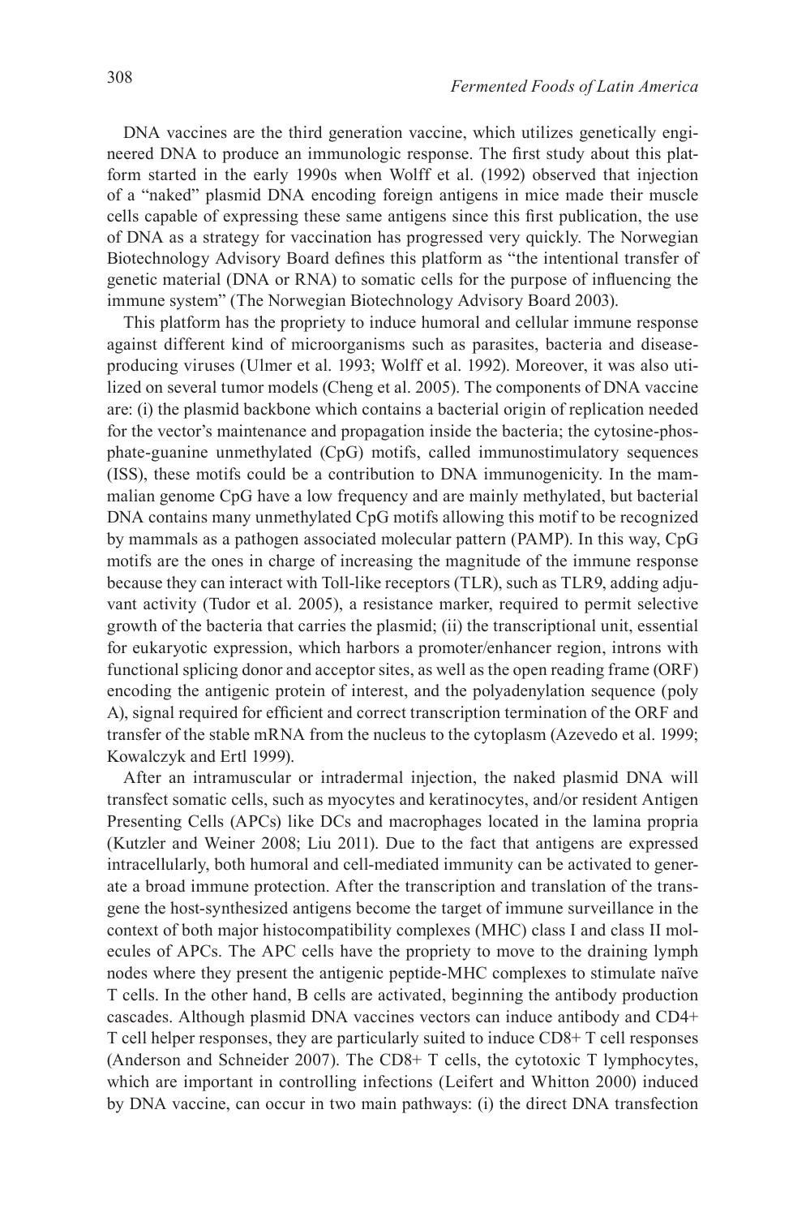DNA vaccines are the third generation vaccine, which utilizes genetically engineered DNA to produce an immunologic response. The first study about this platform started in the early 1990s when Wolff et al. (1992) observed that injection of a "naked" plasmid DNA encoding foreign antigens in mice made their muscle cells capable of expressing these same antigens since this first publication, the use of DNA as a strategy for vaccination has progressed very quickly. The Norwegian Biotechnology Advisory Board defines this platform as "the intentional transfer of genetic material (DNA or RNA) to somatic cells for the purpose of influencing the immune system" (The Norwegian Biotechnology Advisory Board 2003).

This platform has the propriety to induce humoral and cellular immune response against different kind of microorganisms such as parasites, bacteria and disease-producing viruses (Ulmer et al. 1993; Wolff et al. 1992). Moreover, it was also utilized on several tumor models (Cheng et al. 2005). The components of DNA vaccine are: (i) the plasmid backbone which contains a bacterial origin of replication needed for the vector's maintenance and propagation inside the bacteria; the cytosine-phosphate-guanine unmethylated (CpG) motifs, called immunostimulatory sequences (ISS), these motifs could be a contribution to DNA immunogenicity. In the mammalian genome CpG have a low frequency and are mainly methylated, but bacterial DNA contains many unmethylated CpG motifs allowing this motif to be recognized by mammals as a pathogen associated molecular pattern (PAMP). In this way, CpG motifs are the ones in charge of increasing the magnitude of the immune response because they can interact with Toll-like receptors (TLR), such as TLR9, adding adjuvant activity (Tudor et al. 2005), a resistance marker, required to permit selective growth of the bacteria that carries the plasmid; (ii) the transcriptional unit, essential for eukaryotic expression, which harbors a promoter/enhancer region, introns with functional splicing donor and acceptor sites, as well as the open reading frame (ORF) encoding the antigenic protein of interest, and the polyadenylation sequence (poly A), signal required for efficient and correct transcription termination of the ORF and transfer of the stable mRNA from the nucleus to the cytoplasm (Azevedo et al. 1999; Kowalczyk and Ertl 1999).

After an intramuscular or intradermal injection, the naked plasmid DNA will transfect somatic cells, such as myocytes and keratinocytes, and/or resident Antigen Presenting Cells (APCs) like DCs and macrophages located in the lamina propria (Kutzler and Weiner 2008; Liu 2011). Due to the fact that antigens are expressed intracellularly, both humoral and cell-mediated immunity can be activated to generate a broad immune protection. After the transcription and translation of the transgene the host-synthesized antigens become the target of immune surveillance in the context of both major histocompatibility complexes (MHC) class I and class II molecules of APCs. The APC cells have the propriety to move to the draining lymph nodes where they present the antigenic peptide-MHC complexes to stimulate naïve T cells. In the other hand, B cells are activated, beginning the antibody production cascades. Although plasmid DNA vaccines vectors can induce antibody and CD4+ T cell helper responses, they are particularly suited to induce CD8+ T cell responses (Anderson and Schneider 2007). The CD8+ T cells, the cytotoxic T lymphocytes, which are important in controlling infections (Leifert and Whitton 2000) induced by DNA vaccine, can occur in two main pathways: (i) the direct DNA transfection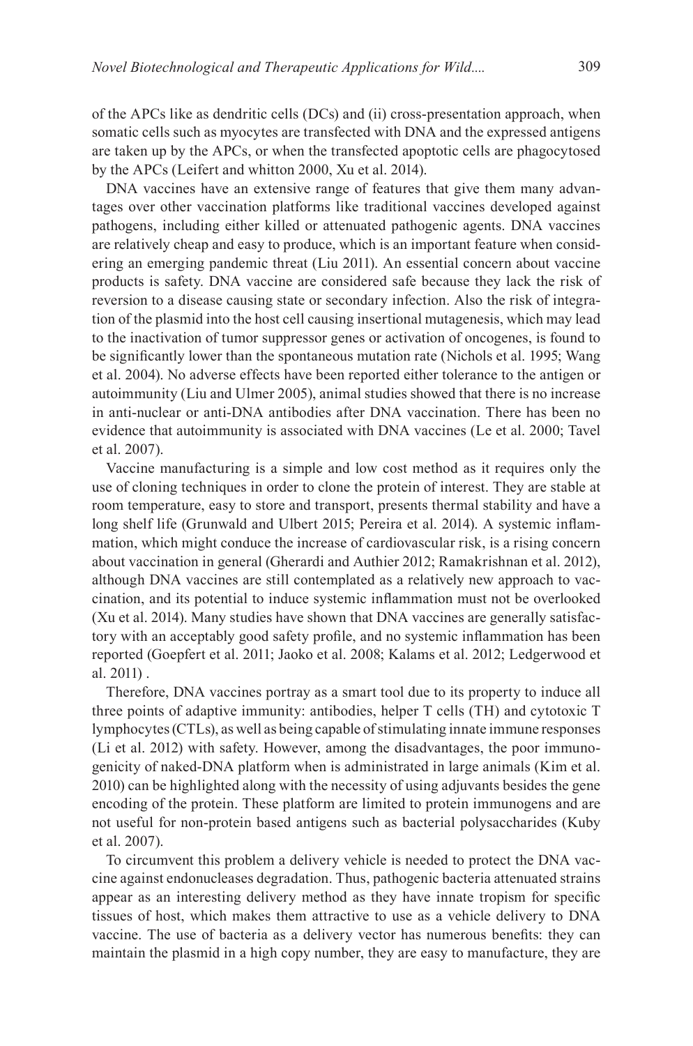of the APCs like as dendritic cells (DCs) and (ii) cross-presentation approach, when somatic cells such as myocytes are transfected with DNA and the expressed antigens are taken up by the APCs, or when the transfected apoptotic cells are phagocytosed by the APCs (Leifert and whitton 2000, Xu et al. 2014).

DNA vaccines have an extensive range of features that give them many advantages over other vaccination platforms like traditional vaccines developed against pathogens, including either killed or attenuated pathogenic agents. DNA vaccines are relatively cheap and easy to produce, which is an important feature when considering an emerging pandemic threat (Liu 2011). An essential concern about vaccine products is safety. DNA vaccine are considered safe because they lack the risk of reversion to a disease causing state or secondary infection. Also the risk of integration of the plasmid into the host cell causing insertional mutagenesis, which may lead to the inactivation of tumor suppressor genes or activation of oncogenes, is found to be significantly lower than the spontaneous mutation rate (Nichols et al. 1995; Wang et al. 2004). No adverse effects have been reported either tolerance to the antigen or autoimmunity (Liu and Ulmer 2005), animal studies showed that there is no increase in anti-nuclear or anti-DNA antibodies after DNA vaccination. There has been no evidence that autoimmunity is associated with DNA vaccines (Le et al. 2000; Tavel et al. 2007).

Vaccine manufacturing is a simple and low cost method as it requires only the use of cloning techniques in order to clone the protein of interest. They are stable at room temperature, easy to store and transport, presents thermal stability and have a long shelf life (Grunwald and Ulbert 2015; Pereira et al. 2014). A systemic inflammation, which might conduce the increase of cardiovascular risk, is a rising concern about vaccination in general (Gherardi and Authier 2012; Ramakrishnan et al. 2012), although DNA vaccines are still contemplated as a relatively new approach to vaccination, and its potential to induce systemic inflammation must not be overlooked (Xu et al. 2014). Many studies have shown that DNA vaccines are generally satisfactory with an acceptably good safety profile, and no systemic inflammation has been reported (Goepfert et al. 2011; Jaoko et al. 2008; Kalams et al. 2012; Ledgerwood et al. 2011) .

Therefore, DNA vaccines portray as a smart tool due to its property to induce all three points of adaptive immunity: antibodies, helper T cells (TH) and cytotoxic T lymphocytes (CTLs), as well as being capable of stimulating innate immune responses (Li et al. 2012) with safety. However, among the disadvantages, the poor immunogenicity of naked-DNA platform when is administrated in large animals (Kim et al. 2010) can be highlighted along with the necessity of using adjuvants besides the gene encoding of the protein. These platform are limited to protein immunogens and are not useful for non-protein based antigens such as bacterial polysaccharides (Kuby et al. 2007).

To circumvent this problem a delivery vehicle is needed to protect the DNA vaccine against endonucleases degradation. Thus, pathogenic bacteria attenuated strains appear as an interesting delivery method as they have innate tropism for specific tissues of host, which makes them attractive to use as a vehicle delivery to DNA vaccine. The use of bacteria as a delivery vector has numerous benefits: they can maintain the plasmid in a high copy number, they are easy to manufacture, they are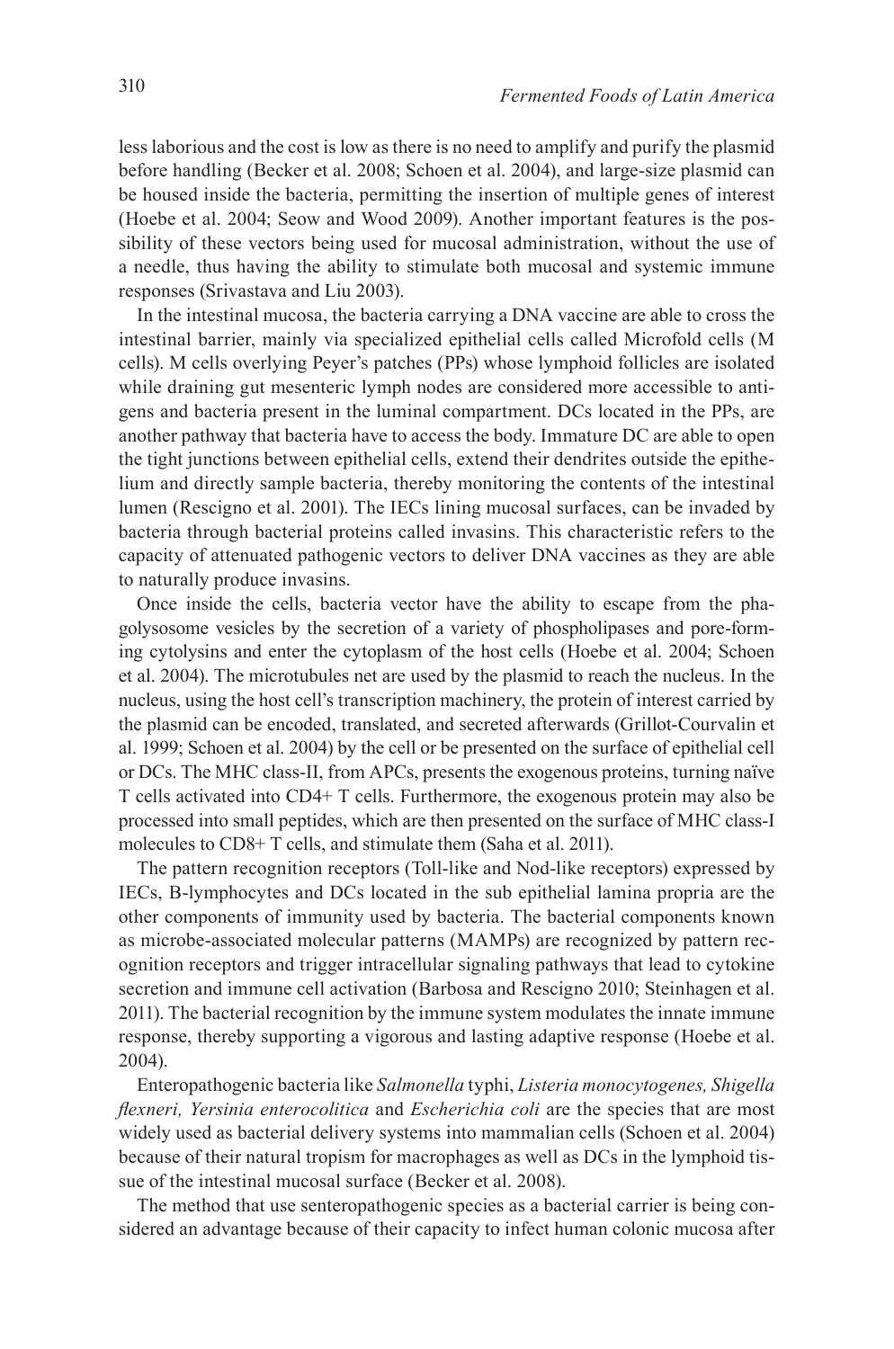less laborious and the cost is low as there is no need to amplify and purify the plasmid before handling (Becker et al. 2008; Schoen et al. 2004), and large-size plasmid can be housed inside the bacteria, permitting the insertion of multiple genes of interest (Hoebe et al. 2004; Seow and Wood 2009). Another important features is the possibility of these vectors being used for mucosal administration, without the use of a needle, thus having the ability to stimulate both mucosal and systemic immune responses (Srivastava and Liu 2003).

In the intestinal mucosa, the bacteria carrying a DNA vaccine are able to cross the intestinal barrier, mainly via specialized epithelial cells called Microfold cells (M cells). M cells overlying Peyer's patches (PPs) whose lymphoid follicles are isolated while draining gut mesenteric lymph nodes are considered more accessible to antigens and bacteria present in the luminal compartment. DCs located in the PPs, are another pathway that bacteria have to access the body. Immature DC are able to open the tight junctions between epithelial cells, extend their dendrites outside the epithelium and directly sample bacteria, thereby monitoring the contents of the intestinal lumen (Rescigno et al. 2001). The IECs lining mucosal surfaces, can be invaded by bacteria through bacterial proteins called invasins. This characteristic refers to the capacity of attenuated pathogenic vectors to deliver DNA vaccines as they are able to naturally produce invasins.

Once inside the cells, bacteria vector have the ability to escape from the phagolysosome vesicles by the secretion of a variety of phospholipases and pore-forming cytolysins and enter the cytoplasm of the host cells (Hoebe et al. 2004; Schoen et al. 2004). The microtubules net are used by the plasmid to reach the nucleus. In the nucleus, using the host cell's transcription machinery, the protein of interest carried by the plasmid can be encoded, translated, and secreted afterwards (Grillot-Courvalin et al. 1999; Schoen et al. 2004) by the cell or be presented on the surface of epithelial cell or DCs. The MHC class-II, from APCs, presents the exogenous proteins, turning naïve T cells activated into CD4+ T cells. Furthermore, the exogenous protein may also be processed into small peptides, which are then presented on the surface of MHC class-I molecules to CD8+ T cells, and stimulate them (Saha et al. 2011).

The pattern recognition receptors (Toll-like and Nod-like receptors) expressed by IECs, B-lymphocytes and DCs located in the sub epithelial lamina propria are the other components of immunity used by bacteria. The bacterial components known as microbe-associated molecular patterns (MAMPs) are recognized by pattern recognition receptors and trigger intracellular signaling pathways that lead to cytokine secretion and immune cell activation (Barbosa and Rescigno 2010; Steinhagen et al. 2011). The bacterial recognition by the immune system modulates the innate immune response, thereby supporting a vigorous and lasting adaptive response (Hoebe et al. 2004).

Enteropathogenic bacteria like *Salmonella* typhi, *Listeria monocytogenes, Shigella flexneri, Yersinia enterocolitica* and *Escherichia coli* are the species that are most widely used as bacterial delivery systems into mammalian cells (Schoen et al. 2004) because of their natural tropism for macrophages as well as DCs in the lymphoid tissue of the intestinal mucosal surface (Becker et al. 2008).

The method that use senteropathogenic species as a bacterial carrier is being considered an advantage because of their capacity to infect human colonic mucosa after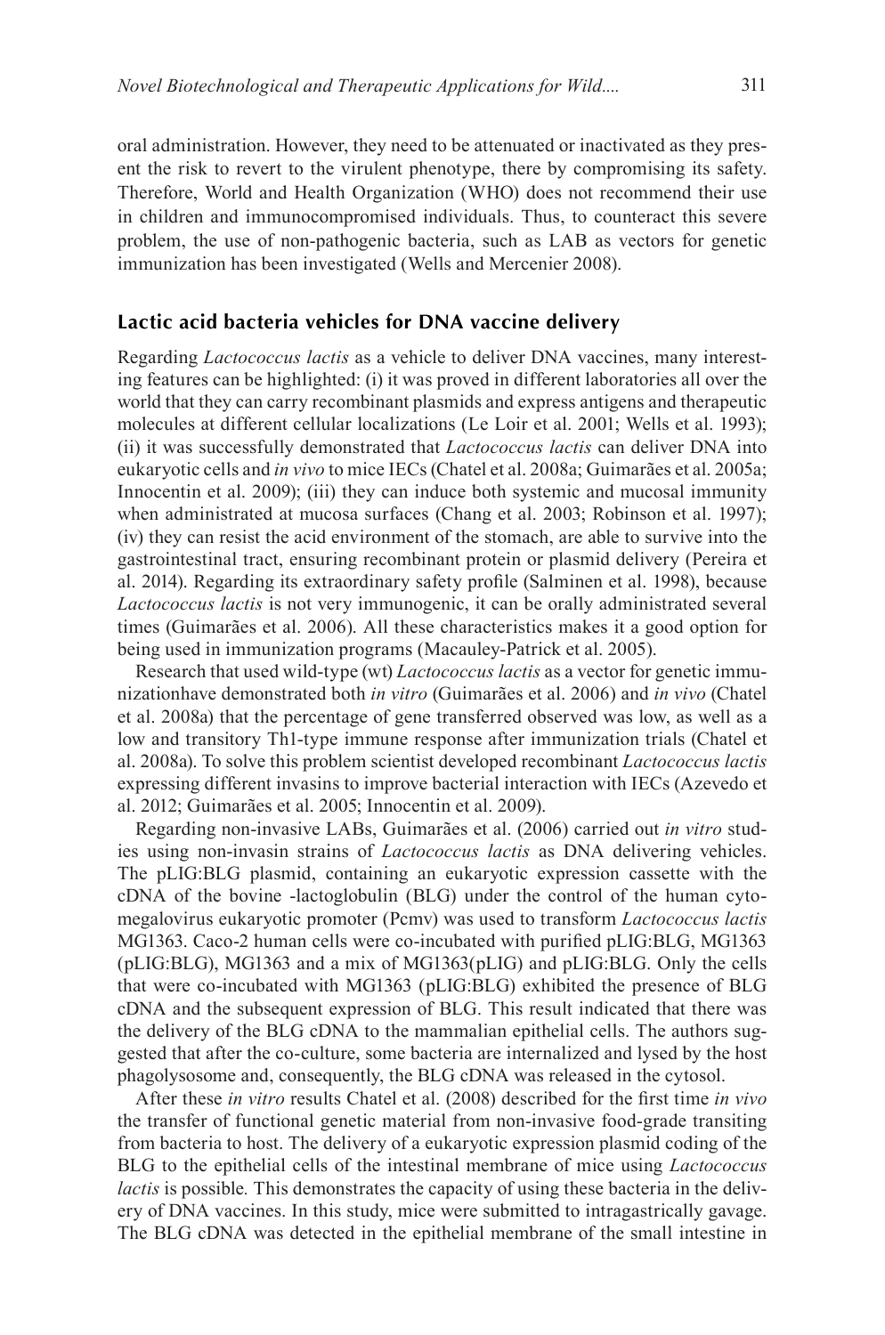oral administration. However, they need to be attenuated or inactivated as they present the risk to revert to the virulent phenotype, there by compromising its safety. Therefore, World and Health Organization (WHO) does not recommend their use in children and immunocompromised individuals. Thus, to counteract this severe problem, the use of non-pathogenic bacteria, such as LAB as vectors for genetic immunization has been investigated (Wells and Mercenier 2008).

### Lactic acid bacteria vehicles for DNA vaccine delivery

Regarding *Lactococcus lactis* as a vehicle to deliver DNA vaccines, many interesting features can be highlighted: (i) it was proved in different laboratories all over the world that they can carry recombinant plasmids and express antigens and therapeutic molecules at different cellular localizations (Le Loir et al. 2001; Wells et al. 1993); (ii) it was successfully demonstrated that *Lactococcus lactis* can deliver DNA into eukaryotic cells and *in vivo* to mice IECs (Chatel et al. 2008a; Guimarães et al. 2005a; Innocentin et al. 2009); (iii) they can induce both systemic and mucosal immunity when administrated at mucosa surfaces (Chang et al. 2003; Robinson et al. 1997); (iv) they can resist the acid environment of the stomach, are able to survive into the gastrointestinal tract, ensuring recombinant protein or plasmid delivery (Pereira et al. 2014). Regarding its extraordinary safety profile (Salminen et al. 1998), because *Lactococcus lactis* is not very immunogenic, it can be orally administrated several times (Guimarães et al. 2006). All these characteristics makes it a good option for being used in immunization programs (Macauley-Patrick et al. 2005).

Research that used wild-type (wt) *Lactococcus lactis* as a vector for genetic immunizationhave demonstrated both *in vitro* (Guimarães et al. 2006) and *in vivo* (Chatel et al. 2008a) that the percentage of gene transferred observed was low, as well as a low and transitory Th1-type immune response after immunization trials (Chatel et al. 2008a). To solve this problem scientist developed recombinant *Lactococcus lactis* expressing different invasins to improve bacterial interaction with IECs (Azevedo et al. 2012; Guimarães et al. 2005; Innocentin et al. 2009).

Regarding non-invasive LABs, Guimarães et al. (2006) carried out *in vitro* studies using non-invasin strains of *Lactococcus lactis* as DNA delivering vehicles. The pLIG:BLG plasmid, containing an eukaryotic expression cassette with the cDNA of the bovine -lactoglobulin (BLG) under the control of the human cytomegalovirus eukaryotic promoter (Pcmv) was used to transform *Lactococcus lactis* MG1363. Caco-2 human cells were co-incubated with purified pLIG:BLG, MG1363 (pLIG:BLG), MG1363 and a mix of MG1363(pLIG) and pLIG:BLG. Only the cells that were co-incubated with MG1363 (pLIG:BLG) exhibited the presence of BLG cDNA and the subsequent expression of BLG. This result indicated that there was the delivery of the BLG cDNA to the mammalian epithelial cells. The authors suggested that after the co-culture, some bacteria are internalized and lysed by the host phagolysosome and, consequently, the BLG cDNA was released in the cytosol.

After these *in vitro* results Chatel et al. (2008) described for the first time *in vivo* the transfer of functional genetic material from non-invasive food-grade transiting from bacteria to host. The delivery of a eukaryotic expression plasmid coding of the BLG to the epithelial cells of the intestinal membrane of mice using *Lactococcus lactis* is possible. This demonstrates the capacity of using these bacteria in the delivery of DNA vaccines. In this study, mice were submitted to intragastrically gavage. The BLG cDNA was detected in the epithelial membrane of the small intestine in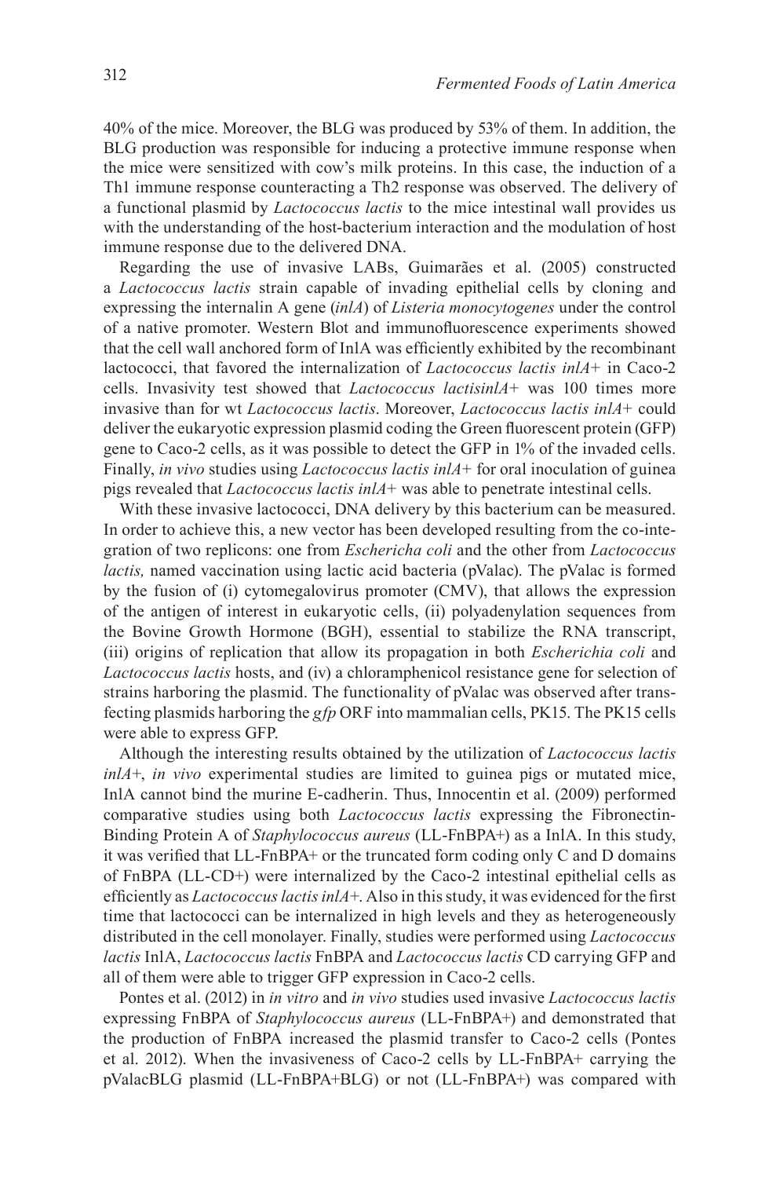40% of the mice. Moreover, the BLG was produced by 53% of them. In addition, the BLG production was responsible for inducing a protective immune response when the mice were sensitized with cow's milk proteins. In this case, the induction of a Th1 immune response counteracting a Th2 response was observed. The delivery of a functional plasmid by *Lactococcus lactis* to the mice intestinal wall provides us with the understanding of the host-bacterium interaction and the modulation of host immune response due to the delivered DNA.

Regarding the use of invasive LABs, Guimarães et al. (2005) constructed a *Lactococcus lactis* strain capable of invading epithelial cells by cloning and expressing the internalin A gene (*inlA*) of *Listeria monocytogenes* under the control of a native promoter. Western Blot and immunofluorescence experiments showed that the cell wall anchored form of InlA was efficiently exhibited by the recombinant lactococci, that favored the internalization of *Lactococcus lactis inlA*+ in Caco-2 cells. Invasivity test showed that *Lactococcus lactisinlA*+ was 100 times more invasive than for wt *Lactococcus lactis*. Moreover, *Lactococcus lactis inlA*+ could deliver the eukaryotic expression plasmid coding the Green fluorescent protein (GFP) gene to Caco-2 cells, as it was possible to detect the GFP in 1% of the invaded cells. Finally, *in vivo* studies using *Lactococcus lactis inlA*+ for oral inoculation of guinea pigs revealed that *Lactococcus lactis inlA*+ was able to penetrate intestinal cells.

With these invasive lactococci, DNA delivery by this bacterium can be measured. In order to achieve this, a new vector has been developed resulting from the co-integration of two replicons: one from *Eschericha coli* and the other from *Lactococcus lactis,* named vaccination using lactic acid bacteria (pValac). The pValac is formed by the fusion of (i) cytomegalovirus promoter (CMV), that allows the expression of the antigen of interest in eukaryotic cells, (ii) polyadenylation sequences from the Bovine Growth Hormone (BGH), essential to stabilize the RNA transcript, (iii) origins of replication that allow its propagation in both *Escherichia coli* and *Lactococcus lactis* hosts, and (iv) a chloramphenicol resistance gene for selection of strains harboring the plasmid. The functionality of pValac was observed after transfecting plasmids harboring the *gfp* ORF into mammalian cells, PK15. The PK15 cells were able to express GFP.

Although the interesting results obtained by the utilization of *Lactococcus lactis inlA*+, *in vivo* experimental studies are limited to guinea pigs or mutated mice, InlA cannot bind the murine E-cadherin. Thus, Innocentin et al. (2009) performed comparative studies using both *Lactococcus lactis* expressing the Fibronectin-Binding Protein A of *Staphylococcus aureus* (LL-FnBPA+) as a InlA. In this study, it was verified that LL-FnBPA+ or the truncated form coding only C and D domains of FnBPA (LL-CD+) were internalized by the Caco-2 intestinal epithelial cells as efficiently as *Lactococcus lactis inlA*+. Also in this study, it was evidenced for the first time that lactococci can be internalized in high levels and they as heterogeneously distributed in the cell monolayer. Finally, studies were performed using *Lactococcus lactis* InlA, *Lactococcus lactis* FnBPA and *Lactococcus lactis* CD carrying GFP and all of them were able to trigger GFP expression in Caco-2 cells.

Pontes et al. (2012) in *in vitro* and *in vivo* studies used invasive *Lactococcus lactis* expressing FnBPA of *Staphylococcus aureus* (LL-FnBPA+) and demonstrated that the production of FnBPA increased the plasmid transfer to Caco-2 cells (Pontes et al. 2012). When the invasiveness of Caco-2 cells by LL-FnBPA+ carrying the pValacBLG plasmid (LL-FnBPA+BLG) or not (LL-FnBPA+) was compared with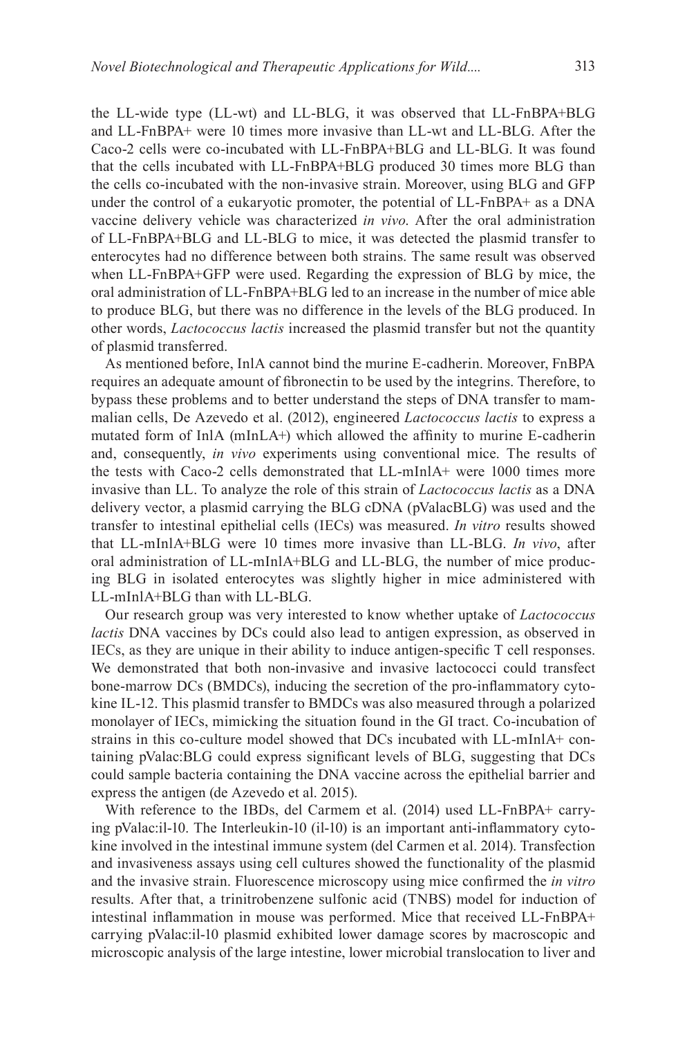the LL-wide type (LL-wt) and LL-BLG, it was observed that LL-FnBPA+BLG and LL-FnBPA+ were 10 times more invasive than LL-wt and LL-BLG. After the Caco-2 cells were co-incubated with LL-FnBPA+BLG and LL-BLG. It was found that the cells incubated with LL-FnBPA+BLG produced 30 times more BLG than the cells co-incubated with the non-invasive strain. Moreover, using BLG and GFP under the control of a eukaryotic promoter, the potential of LL-FnBPA+ as a DNA vaccine delivery vehicle was characterized *in vivo*. After the oral administration of LL-FnBPA+BLG and LL-BLG to mice, it was detected the plasmid transfer to enterocytes had no difference between both strains. The same result was observed when LL-FnBPA+GFP were used. Regarding the expression of BLG by mice, the oral administration of LL-FnBPA+BLG led to an increase in the number of mice able to produce BLG, but there was no difference in the levels of the BLG produced. In other words, *Lactococcus lactis* increased the plasmid transfer but not the quantity of plasmid transferred.

As mentioned before, InlA cannot bind the murine E-cadherin. Moreover, FnBPA requires an adequate amount of fibronectin to be used by the integrins. Therefore, to bypass these problems and to better understand the steps of DNA transfer to mammalian cells, De Azevedo et al. (2012), engineered *Lactococcus lactis* to express a mutated form of InlA (mInLA+) which allowed the affinity to murine E-cadherin and, consequently, *in vivo* experiments using conventional mice. The results of the tests with Caco-2 cells demonstrated that LL-mInlA+ were 1000 times more invasive than LL. To analyze the role of this strain of *Lactococcus lactis* as a DNA delivery vector, a plasmid carrying the BLG cDNA (pValacBLG) was used and the transfer to intestinal epithelial cells (IECs) was measured. *In vitro* results showed that LL-mInlA+BLG were 10 times more invasive than LL-BLG. *In vivo*, after oral administration of LL-mInlA+BLG and LL-BLG, the number of mice producing BLG in isolated enterocytes was slightly higher in mice administered with LL-mInlA+BLG than with LL-BLG.

Our research group was very interested to know whether uptake of *Lactococcus lactis* DNA vaccines by DCs could also lead to antigen expression, as observed in IECs, as they are unique in their ability to induce antigen-specific T cell responses. We demonstrated that both non-invasive and invasive lactococci could transfect bone-marrow DCs (BMDCs), inducing the secretion of the pro-inflammatory cytokine IL-12. This plasmid transfer to BMDCs was also measured through a polarized monolayer of IECs, mimicking the situation found in the GI tract. Co-incubation of strains in this co-culture model showed that DCs incubated with LL-mInlA+ containing pValac:BLG could express significant levels of BLG, suggesting that DCs could sample bacteria containing the DNA vaccine across the epithelial barrier and express the antigen (de Azevedo et al. 2015).

With reference to the IBDs, del Carmem et al. (2014) used LL-FnBPA+ carrying pValac:il-10. The Interleukin-10 (il-10) is an important anti-inflammatory cytokine involved in the intestinal immune system (del Carmen et al. 2014). Transfection and invasiveness assays using cell cultures showed the functionality of the plasmid and the invasive strain. Fluorescence microscopy using mice confirmed the *in vitro* results. After that, a trinitrobenzene sulfonic acid (TNBS) model for induction of intestinal inflammation in mouse was performed. Mice that received LL-FnBPA+ carrying pValac:il-10 plasmid exhibited lower damage scores by macroscopic and microscopic analysis of the large intestine, lower microbial translocation to liver and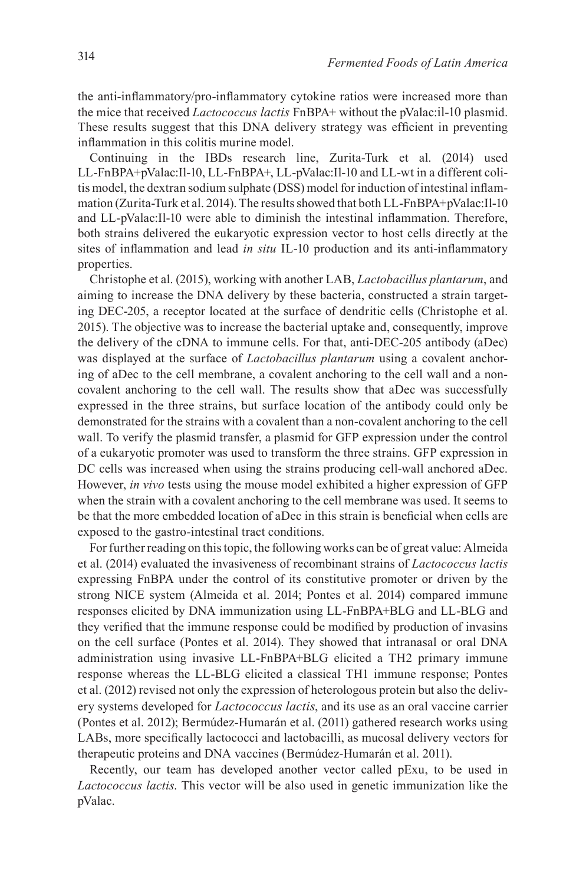the anti-inflammatory/pro-inflammatory cytokine ratios were increased more than the mice that received *Lactococcus lactis* FnBPA+ without the pValac:il-10 plasmid. These results suggest that this DNA delivery strategy was efficient in preventing inflammation in this colitis murine model.

Continuing in the IBDs research line, Zurita-Turk et al. (2014) used LL-FnBPA+pValac:Il-10, LL-FnBPA+, LL-pValac:Il-10 and LL-wt in a different colitis model, the dextran sodium sulphate (DSS) model for induction of intestinal inflammation (Zurita-Turk et al. 2014). The results showed that both LL-FnBPA+pValac:Il-10 and LL-pValac:Il-10 were able to diminish the intestinal inflammation. Therefore, both strains delivered the eukaryotic expression vector to host cells directly at the sites of inflammation and lead *in situ* IL-10 production and its anti-inflammatory properties.

Christophe et al. (2015), working with another LAB, *Lactobacillus plantarum*, and aiming to increase the DNA delivery by these bacteria, constructed a strain targeting DEC-205, a receptor located at the surface of dendritic cells (Christophe et al. 2015). The objective was to increase the bacterial uptake and, consequently, improve the delivery of the cDNA to immune cells. For that, anti-DEC-205 antibody (aDec) was displayed at the surface of *Lactobacillus plantarum* using a covalent anchoring of aDec to the cell membrane, a covalent anchoring to the cell wall and a non-covalent anchoring to the cell wall. The results show that aDec was successfully expressed in the three strains, but surface location of the antibody could only be demonstrated for the strains with a covalent than a non-covalent anchoring to the cell wall. To verify the plasmid transfer, a plasmid for GFP expression under the control of a eukaryotic promoter was used to transform the three strains. GFP expression in DC cells was increased when using the strains producing cell-wall anchored aDec. However, *in vivo* tests using the mouse model exhibited a higher expression of GFP when the strain with a covalent anchoring to the cell membrane was used. It seems to be that the more embedded location of aDec in this strain is beneficial when cells are exposed to the gastro-intestinal tract conditions.

For further reading on this topic, the following works can be of great value: Almeida et al. (2014) evaluated the invasiveness of recombinant strains of *Lactococcus lactis* expressing FnBPA under the control of its constitutive promoter or driven by the strong NICE system (Almeida et al. 2014; Pontes et al. 2014) compared immune responses elicited by DNA immunization using LL-FnBPA+BLG and LL-BLG and they verified that the immune response could be modified by production of invasins on the cell surface (Pontes et al. 2014). They showed that intranasal or oral DNA administration using invasive LL-FnBPA+BLG elicited a TH2 primary immune response whereas the LL-BLG elicited a classical TH1 immune response; Pontes et al. (2012) revised not only the expression of heterologous protein but also the delivery systems developed for *Lactococcus lactis*, and its use as an oral vaccine carrier (Pontes et al. 2012); Bermúdez-Humarán et al. (2011) gathered research works using LABs, more specifically lactococci and lactobacilli, as mucosal delivery vectors for therapeutic proteins and DNA vaccines (Bermúdez-Humarán et al. 2011).

Recently, our team has developed another vector called pExu, to be used in *Lactococcus lactis*. This vector will be also used in genetic immunization like the pValac.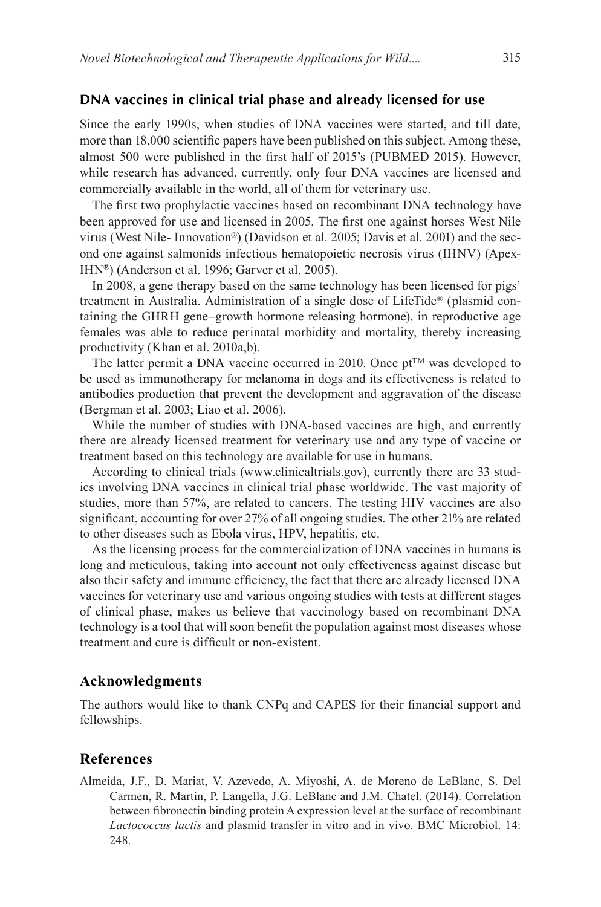### DNA vaccines in clinical trial phase and already licensed for use

Since the early 1990s, when studies of DNA vaccines were started, and till date, more than 18,000 scientific papers have been published on this subject. Among these, almost 500 were published in the first half of 2015's (PUBMED 2015). However, while research has advanced, currently, only four DNA vaccines are licensed and commercially available in the world, all of them for veterinary use.

The first two prophylactic vaccines based on recombinant DNA technology have been approved for use and licensed in 2005. The first one against horses West Nile virus (West Nile- Innovation®) (Davidson et al. 2005; Davis et al. 2001) and the second one against salmonids infectious hematopoietic necrosis virus (IHNV) (Apex-IHN®) (Anderson et al. 1996; Garver et al. 2005).

In 2008, a gene therapy based on the same technology has been licensed for pigs' treatment in Australia. Administration of a single dose of LifeTide® (plasmid containing the GHRH gene–growth hormone releasing hormone), in reproductive age females was able to reduce perinatal morbidity and mortality, thereby increasing productivity (Khan et al. 2010a,b).

The latter permit a DNA vaccine occurred in 2010. Once pt™ was developed to be used as immunotherapy for melanoma in dogs and its effectiveness is related to antibodies production that prevent the development and aggravation of the disease (Bergman et al. 2003; Liao et al. 2006).

While the number of studies with DNA-based vaccines are high, and currently there are already licensed treatment for veterinary use and any type of vaccine or treatment based on this technology are available for use in humans.

According to clinical trials (www.clinicaltrials.gov), currently there are 33 studies involving DNA vaccines in clinical trial phase worldwide. The vast majority of studies, more than 57%, are related to cancers. The testing HIV vaccines are also significant, accounting for over 27% of all ongoing studies. The other 21% are related to other diseases such as Ebola virus, HPV, hepatitis, etc.

As the licensing process for the commercialization of DNA vaccines in humans is long and meticulous, taking into account not only effectiveness against disease but also their safety and immune efficiency, the fact that there are already licensed DNA vaccines for veterinary use and various ongoing studies with tests at different stages of clinical phase, makes us believe that vaccinology based on recombinant DNA technology is a tool that will soon benefit the population against most diseases whose treatment and cure is difficult or non-existent.

## Acknowledgments

The authors would like to thank CNPq and CAPES for their financial support and fellowships.

## References

Almeida, J.F., D. Mariat, V. Azevedo, A. Miyoshi, A. de Moreno de LeBlanc, S. Del Carmen, R. Martin, P. Langella, J.G. LeBlanc and J.M. Chatel. (2014). Correlation between fibronectin binding protein A expression level at the surface of recombinant *Lactococcus lactis* and plasmid transfer in vitro and in vivo. BMC Microbiol. 14: 248.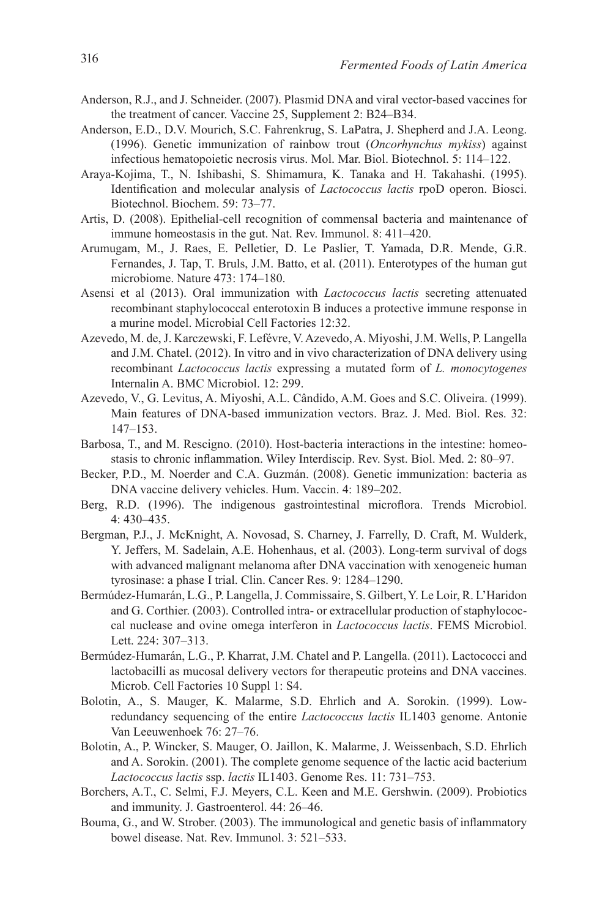Anderson, R.J., and J. Schneider. (2007). Plasmid DNA and viral vector-based vaccines for the treatment of cancer. Vaccine 25, Supplement 2: B24–B34.

Anderson, E.D., D.V. Mourich, S.C. Fahrenkrug, S. LaPatra, J. Shepherd and J.A. Leong. (1996). Genetic immunization of rainbow trout (*Oncorhynchus mykiss*) against infectious hematopoietic necrosis virus. Mol. Mar. Biol. Biotechnol. 5: 114–122.

Araya-Kojima, T., N. Ishibashi, S. Shimamura, K. Tanaka and H. Takahashi. (1995). Identification and molecular analysis of *Lactococcus lactis* rpoD operon. Biosci. Biotechnol. Biochem. 59: 73–77.

Artis, D. (2008). Epithelial-cell recognition of commensal bacteria and maintenance of immune homeostasis in the gut. Nat. Rev. Immunol. 8: 411–420.

Arumugam, M., J. Raes, E. Pelletier, D. Le Paslier, T. Yamada, D.R. Mende, G.R. Fernandes, J. Tap, T. Bruls, J.M. Batto, et al. (2011). Enterotypes of the human gut microbiome. Nature 473: 174–180.

Asensi et al (2013). Oral immunization with *Lactococcus lactis* secreting attenuated recombinant staphylococcal enterotoxin B induces a protective immune response in a murine model. Microbial Cell Factories 12:32.

Azevedo, M. de, J. Karczewski, F. Lefévre, V. Azevedo, A. Miyoshi, J.M. Wells, P. Langella and J.M. Chatel. (2012). In vitro and in vivo characterization of DNA delivery using recombinant *Lactococcus lactis* expressing a mutated form of *L. monocytogenes* Internalin A. BMC Microbiol. 12: 299.

Azevedo, V., G. Levitus, A. Miyoshi, A.L. Cândido, A.M. Goes and S.C. Oliveira. (1999). Main features of DNA-based immunization vectors. Braz. J. Med. Biol. Res. 32: 147–153.

Barbosa, T., and M. Rescigno. (2010). Host-bacteria interactions in the intestine: homeostasis to chronic inflammation. Wiley Interdiscip. Rev. Syst. Biol. Med. 2: 80–97.

Becker, P.D., M. Noerder and C.A. Guzmán. (2008). Genetic immunization: bacteria as DNA vaccine delivery vehicles. Hum. Vaccin. 4: 189–202.

Berg, R.D. (1996). The indigenous gastrointestinal microflora. Trends Microbiol. 4: 430–435.

Bergman, P.J., J. McKnight, A. Novosad, S. Charney, J. Farrelly, D. Craft, M. Wulderk, Y. Jeffers, M. Sadelain, A.E. Hohenhaus, et al. (2003). Long-term survival of dogs with advanced malignant melanoma after DNA vaccination with xenogeneic human tyrosinase: a phase I trial. Clin. Cancer Res. 9: 1284–1290.

Bermúdez-Humarán, L.G., P. Langella, J. Commissaire, S. Gilbert, Y. Le Loir, R. L'Haridon and G. Corthier. (2003). Controlled intra- or extracellular production of staphylococcal nuclease and ovine omega interferon in *Lactococcus lactis*. FEMS Microbiol. Lett. 224: 307–313.

Bermúdez-Humarán, L.G., P. Kharrat, J.M. Chatel and P. Langella. (2011). Lactococci and lactobacilli as mucosal delivery vectors for therapeutic proteins and DNA vaccines. Microb. Cell Factories 10 Suppl 1: S4.

Bolotin, A., S. Mauger, K. Malarme, S.D. Ehrlich and A. Sorokin. (1999). Low-redundancy sequencing of the entire *Lactococcus lactis* IL1403 genome. Antonie Van Leeuwenhoek 76: 27–76.

Bolotin, A., P. Wincker, S. Mauger, O. Jaillon, K. Malarme, J. Weissenbach, S.D. Ehrlich and A. Sorokin. (2001). The complete genome sequence of the lactic acid bacterium *Lactococcus lactis* ssp. *lactis* IL1403. Genome Res. 11: 731–753.

Borchers, A.T., C. Selmi, F.J. Meyers, C.L. Keen and M.E. Gershwin. (2009). Probiotics and immunity. J. Gastroenterol. 44: 26–46.

Bouma, G., and W. Strober. (2003). The immunological and genetic basis of inflammatory bowel disease. Nat. Rev. Immunol. 3: 521–533.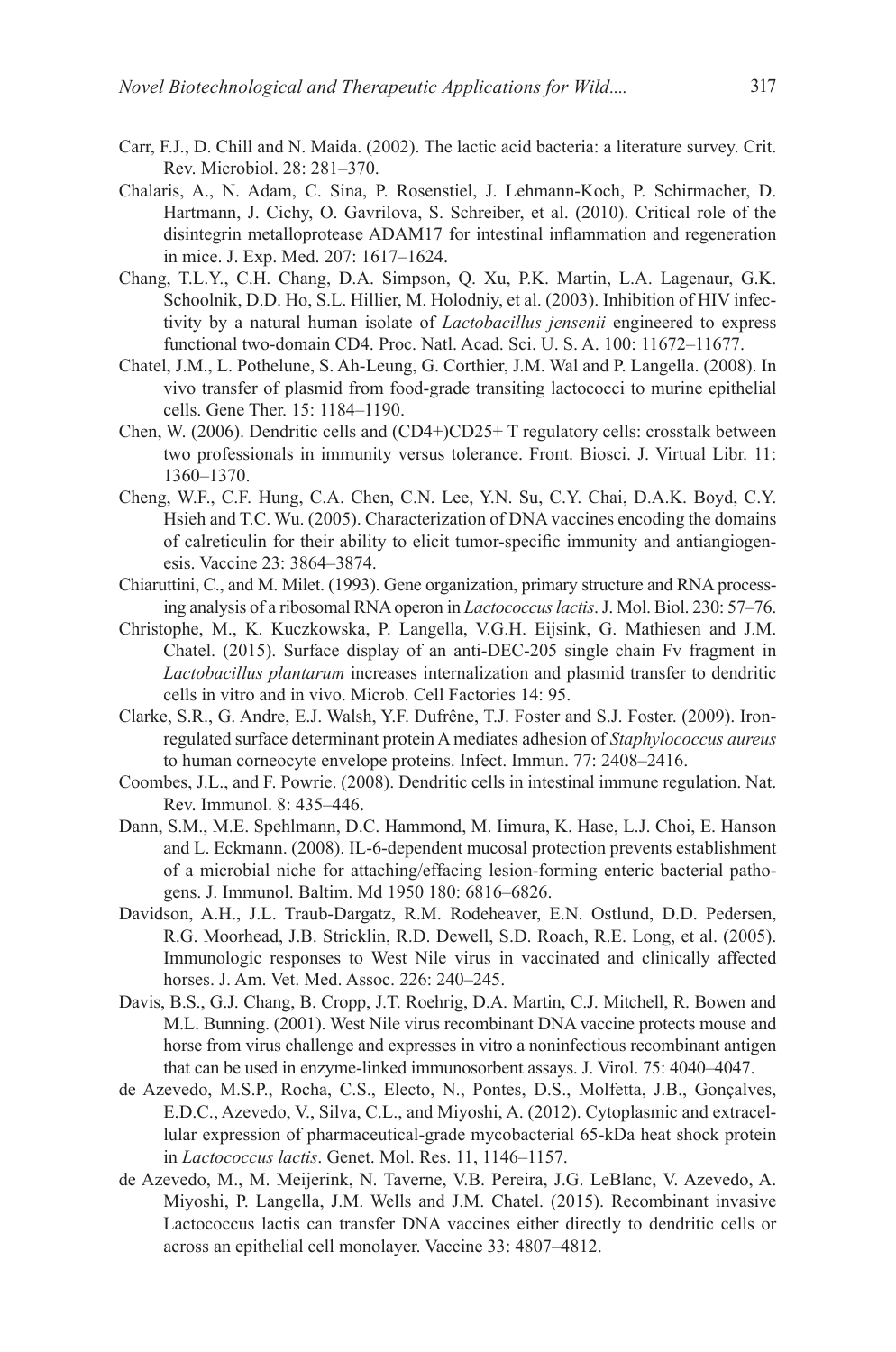Carr, F.J., D. Chill and N. Maida. (2002). The lactic acid bacteria: a literature survey. Crit. Rev. Microbiol. 28: 281–370.

Chalaris, A., N. Adam, C. Sina, P. Rosenstiel, J. Lehmann-Koch, P. Schirmacher, D. Hartmann, J. Cichy, O. Gavrilova, S. Schreiber, et al. (2010). Critical role of the disintegrin metalloprotease ADAM17 for intestinal inflammation and regeneration in mice. J. Exp. Med. 207: 1617–1624.

Chang, T.L.Y., C.H. Chang, D.A. Simpson, Q. Xu, P.K. Martin, L.A. Lagenaur, G.K. Schoolnik, D.D. Ho, S.L. Hillier, M. Holodniy, et al. (2003). Inhibition of HIV infectivity by a natural human isolate of *Lactobacillus jensenii* engineered to express functional two-domain CD4. Proc. Natl. Acad. Sci. U. S. A. 100: 11672–11677.

Chatel, J.M., L. Pothelune, S. Ah-Leung, G. Corthier, J.M. Wal and P. Langella. (2008). In vivo transfer of plasmid from food-grade transiting lactococci to murine epithelial cells. Gene Ther. 15: 1184–1190.

Chen, W. (2006). Dendritic cells and (CD4+)CD25+ T regulatory cells: crosstalk between two professionals in immunity versus tolerance. Front. Biosci. J. Virtual Libr. 11: 1360–1370.

Cheng, W.F., C.F. Hung, C.A. Chen, C.N. Lee, Y.N. Su, C.Y. Chai, D.A.K. Boyd, C.Y. Hsieh and T.C. Wu. (2005). Characterization of DNA vaccines encoding the domains of calreticulin for their ability to elicit tumor-specific immunity and antiangiogenesis. Vaccine 23: 3864–3874.

Chiaruttini, C., and M. Milet. (1993). Gene organization, primary structure and RNA processing analysis of a ribosomal RNA operon in *Lactococcus lactis*. J. Mol. Biol. 230: 57–76.

Christophe, M., K. Kuczkowska, P. Langella, V.G.H. Eijsink, G. Mathiesen and J.M. Chatel. (2015). Surface display of an anti-DEC-205 single chain Fv fragment in *Lactobacillus plantarum* increases internalization and plasmid transfer to dendritic cells in vitro and in vivo. Microb. Cell Factories 14: 95.

Clarke, S.R., G. Andre, E.J. Walsh, Y.F. Dufrêne, T.J. Foster and S.J. Foster. (2009). Iron-regulated surface determinant protein A mediates adhesion of *Staphylococcus aureus* to human corneocyte envelope proteins. Infect. Immun. 77: 2408–2416.

Coombes, J.L., and F. Powrie. (2008). Dendritic cells in intestinal immune regulation. Nat. Rev. Immunol. 8: 435–446.

Dann, S.M., M.E. Spehlmann, D.C. Hammond, M. Iimura, K. Hase, L.J. Choi, E. Hanson and L. Eckmann. (2008). IL-6-dependent mucosal protection prevents establishment of a microbial niche for attaching/effacing lesion-forming enteric bacterial pathogens. J. Immunol. Baltim. Md 1950 180: 6816–6826.

Davidson, A.H., J.L. Traub-Dargatz, R.M. Rodeheaver, E.N. Ostlund, D.D. Pedersen, R.G. Moorhead, J.B. Stricklin, R.D. Dewell, S.D. Roach, R.E. Long, et al. (2005). Immunologic responses to West Nile virus in vaccinated and clinically affected horses. J. Am. Vet. Med. Assoc. 226: 240–245.

Davis, B.S., G.J. Chang, B. Cropp, J.T. Roehrig, D.A. Martin, C.J. Mitchell, R. Bowen and M.L. Bunning. (2001). West Nile virus recombinant DNA vaccine protects mouse and horse from virus challenge and expresses in vitro a noninfectious recombinant antigen that can be used in enzyme-linked immunosorbent assays. J. Virol. 75: 4040–4047.

de Azevedo, M.S.P., Rocha, C.S., Electo, N., Pontes, D.S., Molfetta, J.B., Gonçalves, E.D.C., Azevedo, V., Silva, C.L., and Miyoshi, A. (2012). Cytoplasmic and extracellular expression of pharmaceutical-grade mycobacterial 65-kDa heat shock protein in *Lactococcus lactis*. Genet. Mol. Res. 11, 1146–1157.

de Azevedo, M., M. Meijerink, N. Taverne, V.B. Pereira, J.G. LeBlanc, V. Azevedo, A. Miyoshi, P. Langella, J.M. Wells and J.M. Chatel. (2015). Recombinant invasive Lactococcus lactis can transfer DNA vaccines either directly to dendritic cells or across an epithelial cell monolayer. Vaccine 33: 4807–4812.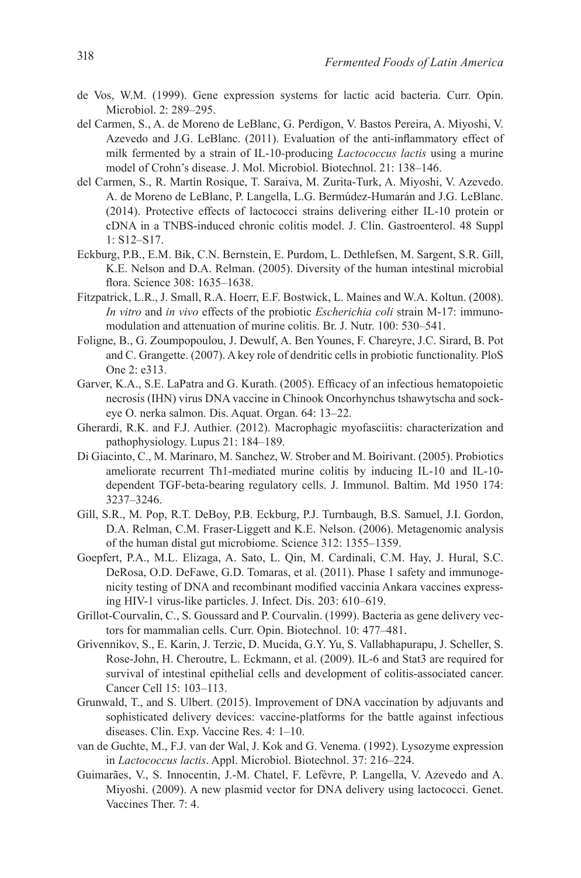de Vos, W.M. (1999). Gene expression systems for lactic acid bacteria. Curr. Opin. Microbiol. 2: 289–295.

del Carmen, S., A. de Moreno de LeBlanc, G. Perdigon, V. Bastos Pereira, A. Miyoshi, V. Azevedo and J.G. LeBlanc. (2011). Evaluation of the anti-inflammatory effect of milk fermented by a strain of IL-10-producing *Lactococcus lactis* using a murine model of Crohn's disease. J. Mol. Microbiol. Biotechnol. 21: 138–146.

del Carmen, S., R. Martín Rosique, T. Saraiva, M. Zurita-Turk, A. Miyoshi, V. Azevedo. A. de Moreno de LeBlanc, P. Langella, L.G. Bermúdez-Humarán and J.G. LeBlanc. (2014). Protective effects of lactococci strains delivering either IL-10 protein or cDNA in a TNBS-induced chronic colitis model. J. Clin. Gastroenterol. 48 Suppl 1: S12–S17.

Eckburg, P.B., E.M. Bik, C.N. Bernstein, E. Purdom, L. Dethlefsen, M. Sargent, S.R. Gill, K.E. Nelson and D.A. Relman. (2005). Diversity of the human intestinal microbial flora. Science 308: 1635–1638.

Fitzpatrick, L.R., J. Small, R.A. Hoerr, E.F. Bostwick, L. Maines and W.A. Koltun. (2008). *In vitro* and *in vivo* effects of the probiotic *Escherichia coli* strain M-17: immunomodulation and attenuation of murine colitis. Br. J. Nutr. 100: 530–541.

Foligne, B., G. Zoumpopoulou, J. Dewulf, A. Ben Younes, F. Chareyre, J.C. Sirard, B. Pot and C. Grangette. (2007). A key role of dendritic cells in probiotic functionality. PloS One 2: e313.

Garver, K.A., S.E. LaPatra and G. Kurath. (2005). Efficacy of an infectious hematopoietic necrosis (IHN) virus DNA vaccine in Chinook Oncorhynchus tshawytscha and sockeye O. nerka salmon. Dis. Aquat. Organ. 64: 13–22.

Gherardi, R.K. and F.J. Authier. (2012). Macrophagic myofasciitis: characterization and pathophysiology. Lupus 21: 184–189.

Di Giacinto, C., M. Marinaro, M. Sanchez, W. Strober and M. Boirivant. (2005). Probiotics ameliorate recurrent Th1-mediated murine colitis by inducing IL-10 and IL-10-dependent TGF-beta-bearing regulatory cells. J. Immunol. Baltim. Md 1950 174: 3237–3246.

Gill, S.R., M. Pop, R.T. DeBoy, P.B. Eckburg, P.J. Turnbaugh, B.S. Samuel, J.I. Gordon, D.A. Relman, C.M. Fraser-Liggett and K.E. Nelson. (2006). Metagenomic analysis of the human distal gut microbiome. Science 312: 1355–1359.

Goepfert, P.A., M.L. Elizaga, A. Sato, L. Qin, M. Cardinali, C.M. Hay, J. Hural, S.C. DeRosa, O.D. DeFawe, G.D. Tomaras, et al. (2011). Phase 1 safety and immunogenicity testing of DNA and recombinant modified vaccinia Ankara vaccines expressing HIV-1 virus-like particles. J. Infect. Dis. 203: 610–619.

Grillot-Courvalin, C., S. Goussard and P. Courvalin. (1999). Bacteria as gene delivery vectors for mammalian cells. Curr. Opin. Biotechnol. 10: 477–481.

Grivennikov, S., E. Karin, J. Terzic, D. Mucida, G.Y. Yu, S. Vallabhapurapu, J. Scheller, S. Rose-John, H. Cheroutre, L. Eckmann, et al. (2009). IL-6 and Stat3 are required for survival of intestinal epithelial cells and development of colitis-associated cancer. Cancer Cell 15: 103–113.

Grunwald, T., and S. Ulbert. (2015). Improvement of DNA vaccination by adjuvants and sophisticated delivery devices: vaccine-platforms for the battle against infectious diseases. Clin. Exp. Vaccine Res. 4: 1–10.

van de Guchte, M., F.J. van der Wal, J. Kok and G. Venema. (1992). Lysozyme expression in *Lactococcus lactis*. Appl. Microbiol. Biotechnol. 37: 216–224.

Guimarães, V., S. Innocentin, J.-M. Chatel, F. Lefèvre, P. Langella, V. Azevedo and A. Miyoshi. (2009). A new plasmid vector for DNA delivery using lactococci. Genet. Vaccines Ther. 7: 4.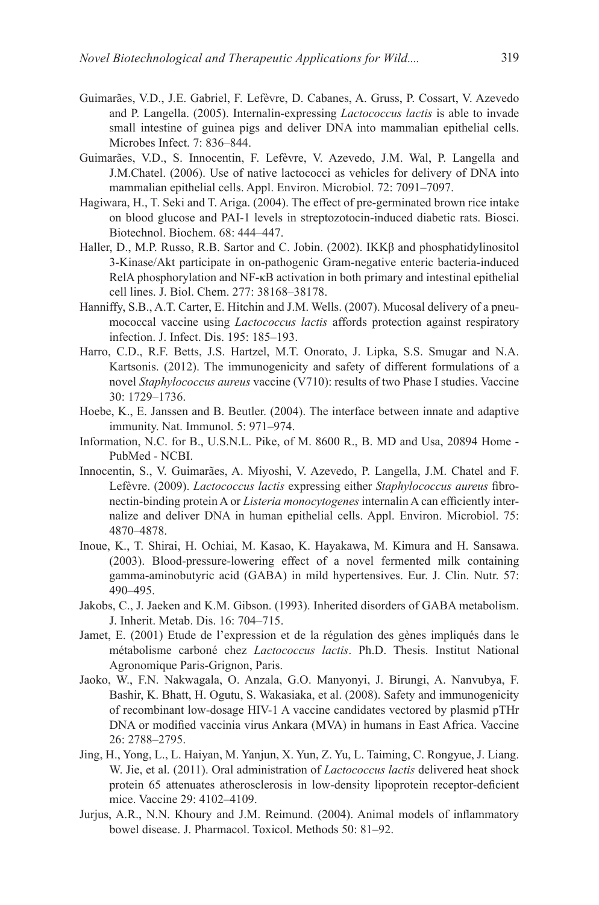Guimarães, V.D., J.E. Gabriel, F. Lefèvre, D. Cabanes, A. Gruss, P. Cossart, V. Azevedo and P. Langella. (2005). Internalin-expressing *Lactococcus lactis* is able to invade small intestine of guinea pigs and deliver DNA into mammalian epithelial cells. Microbes Infect. 7: 836–844.

Guimarães, V.D., S. Innocentin, F. Lefèvre, V. Azevedo, J.M. Wal, P. Langella and J.M.Chatel. (2006). Use of native lactococci as vehicles for delivery of DNA into mammalian epithelial cells. Appl. Environ. Microbiol. 72: 7091–7097.

Hagiwara, H., T. Seki and T. Ariga. (2004). The effect of pre-germinated brown rice intake on blood glucose and PAI-1 levels in streptozotocin-induced diabetic rats. Biosci. Biotechnol. Biochem. 68: 444–447.

Haller, D., M.P. Russo, R.B. Sartor and C. Jobin. (2002). IKKβ and phosphatidylinositol 3-Kinase/Akt participate in on-pathogenic Gram-negative enteric bacteria-induced RelA phosphorylation and NF-κB activation in both primary and intestinal epithelial cell lines. J. Biol. Chem. 277: 38168–38178.

Hanniffy, S.B., A.T. Carter, E. Hitchin and J.M. Wells. (2007). Mucosal delivery of a pneumococcal vaccine using *Lactococcus lactis* affords protection against respiratory infection. J. Infect. Dis. 195: 185–193.

Harro, C.D., R.F. Betts, J.S. Hartzel, M.T. Onorato, J. Lipka, S.S. Smugar and N.A. Kartsonis. (2012). The immunogenicity and safety of different formulations of a novel *Staphylococcus aureus* vaccine (V710): results of two Phase I studies. Vaccine 30: 1729–1736.

Hoebe, K., E. Janssen and B. Beutler. (2004). The interface between innate and adaptive immunity. Nat. Immunol. 5: 971–974.

Information, N.C. for B., U.S.N.L. Pike, of M. 8600 R., B. MD and Usa, 20894 Home - PubMed - NCBI.

Innocentin, S., V. Guimarães, A. Miyoshi, V. Azevedo, P. Langella, J.M. Chatel and F. Lefèvre. (2009). *Lactococcus lactis* expressing either *Staphylococcus aureus* fibronectin-binding protein A or *Listeria monocytogenes* internalin A can efficiently internalize and deliver DNA in human epithelial cells. Appl. Environ. Microbiol. 75: 4870–4878.

Inoue, K., T. Shirai, H. Ochiai, M. Kasao, K. Hayakawa, M. Kimura and H. Sansawa. (2003). Blood-pressure-lowering effect of a novel fermented milk containing gamma-aminobutyric acid (GABA) in mild hypertensives. Eur. J. Clin. Nutr. 57: 490–495.

Jakobs, C., J. Jaeken and K.M. Gibson. (1993). Inherited disorders of GABA metabolism. J. Inherit. Metab. Dis. 16: 704–715.

Jamet, E. (2001) Etude de l'expression et de la régulation des gènes impliqués dans le métabolisme carboné chez *Lactococcus lactis*. Ph.D. Thesis. Institut National Agronomique Paris-Grignon, Paris.

Jaoko, W., F.N. Nakwagala, O. Anzala, G.O. Manyonyi, J. Birungi, A. Nanvubya, F. Bashir, K. Bhatt, H. Ogutu, S. Wakasiaka, et al. (2008). Safety and immunogenicity of recombinant low-dosage HIV-1 A vaccine candidates vectored by plasmid pTHr DNA or modified vaccinia virus Ankara (MVA) in humans in East Africa. Vaccine 26: 2788–2795.

Jing, H., Yong, L., L. Haiyan, M. Yanjun, X. Yun, Z. Yu, L. Taiming, C. Rongyue, J. Liang. W. Jie, et al. (2011). Oral administration of *Lactococcus lactis* delivered heat shock protein 65 attenuates atherosclerosis in low-density lipoprotein receptor-deficient mice. Vaccine 29: 4102–4109.

Jurjus, A.R., N.N. Khoury and J.M. Reimund. (2004). Animal models of inflammatory bowel disease. J. Pharmacol. Toxicol. Methods 50: 81–92.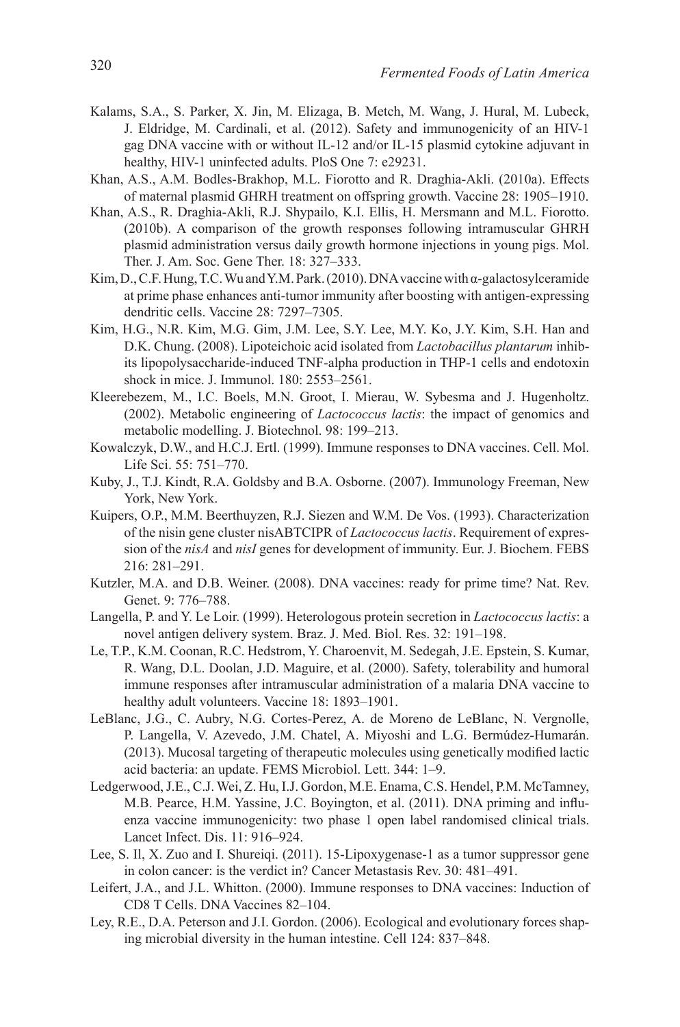Kalams, S.A., S. Parker, X. Jin, M. Elizaga, B. Metch, M. Wang, J. Hural, M. Lubeck, J. Eldridge, M. Cardinali, et al. (2012). Safety and immunogenicity of an HIV-1 gag DNA vaccine with or without IL-12 and/or IL-15 plasmid cytokine adjuvant in healthy, HIV-1 uninfected adults. PloS One 7: e29231.

Khan, A.S., A.M. Bodles-Brakhop, M.L. Fiorotto and R. Draghia-Akli. (2010a). Effects of maternal plasmid GHRH treatment on offspring growth. Vaccine 28: 1905–1910.

Khan, A.S., R. Draghia-Akli, R.J. Shypailo, K.I. Ellis, H. Mersmann and M.L. Fiorotto. (2010b). A comparison of the growth responses following intramuscular GHRH plasmid administration versus daily growth hormone injections in young pigs. Mol. Ther. J. Am. Soc. Gene Ther. 18: 327–333.

Kim, D., C.F. Hung, T.C. Wu and Y.M. Park. (2010). DNA vaccine with α-galactosylceramide at prime phase enhances anti-tumor immunity after boosting with antigen-expressing dendritic cells. Vaccine 28: 7297–7305.

Kim, H.G., N.R. Kim, M.G. Gim, J.M. Lee, S.Y. Lee, M.Y. Ko, J.Y. Kim, S.H. Han and D.K. Chung. (2008). Lipoteichoic acid isolated from *Lactobacillus plantarum* inhibits lipopolysaccharide-induced TNF-alpha production in THP-1 cells and endotoxin shock in mice. J. Immunol. 180: 2553–2561.

Kleerebezem, M., I.C. Boels, M.N. Groot, I. Mierau, W. Sybesma and J. Hugenholtz. (2002). Metabolic engineering of *Lactococcus lactis*: the impact of genomics and metabolic modelling. J. Biotechnol. 98: 199–213.

Kowalczyk, D.W., and H.C.J. Ertl. (1999). Immune responses to DNA vaccines. Cell. Mol. Life Sci. 55: 751–770.

Kuby, J., T.J. Kindt, R.A. Goldsby and B.A. Osborne. (2007). Immunology Freeman, New York, New York.

Kuipers, O.P., M.M. Beerthuyzen, R.J. Siezen and W.M. De Vos. (1993). Characterization of the nisin gene cluster nisABTCIPR of *Lactococcus lactis*. Requirement of expression of the *nisA* and *nisI* genes for development of immunity. Eur. J. Biochem. FEBS 216: 281–291.

Kutzler, M.A. and D.B. Weiner. (2008). DNA vaccines: ready for prime time? Nat. Rev. Genet. 9: 776–788.

Langella, P. and Y. Le Loir. (1999). Heterologous protein secretion in *Lactococcus lactis*: a novel antigen delivery system. Braz. J. Med. Biol. Res. 32: 191–198.

Le, T.P., K.M. Coonan, R.C. Hedstrom, Y. Charoenvit, M. Sedegah, J.E. Epstein, S. Kumar, R. Wang, D.L. Doolan, J.D. Maguire, et al. (2000). Safety, tolerability and humoral immune responses after intramuscular administration of a malaria DNA vaccine to healthy adult volunteers. Vaccine 18: 1893–1901.

LeBlanc, J.G., C. Aubry, N.G. Cortes-Perez, A. de Moreno de LeBlanc, N. Vergnolle, P. Langella, V. Azevedo, J.M. Chatel, A. Miyoshi and L.G. Bermúdez-Humarán. (2013). Mucosal targeting of therapeutic molecules using genetically modified lactic acid bacteria: an update. FEMS Microbiol. Lett. 344: 1–9.

Ledgerwood, J.E., C.J. Wei, Z. Hu, I.J. Gordon, M.E. Enama, C.S. Hendel, P.M. McTamney, M.B. Pearce, H.M. Yassine, J.C. Boyington, et al. (2011). DNA priming and influenza vaccine immunogenicity: two phase 1 open label randomised clinical trials. Lancet Infect. Dis. 11: 916–924.

Lee, S. Il, X. Zuo and I. Shureiqi. (2011). 15-Lipoxygenase-1 as a tumor suppressor gene in colon cancer: is the verdict in? Cancer Metastasis Rev. 30: 481–491.

Leifert, J.A., and J.L. Whitton. (2000). Immune responses to DNA vaccines: Induction of CD8 T Cells. DNA Vaccines 82–104.

Ley, R.E., D.A. Peterson and J.I. Gordon. (2006). Ecological and evolutionary forces shaping microbial diversity in the human intestine. Cell 124: 837–848.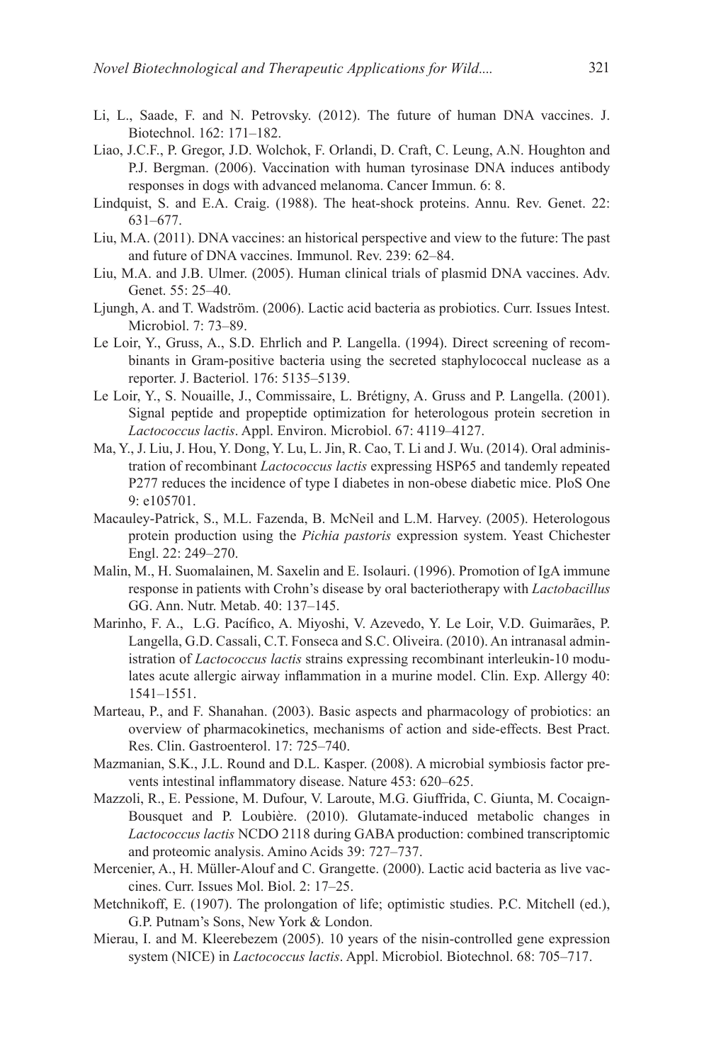Li, L., Saade, F. and N. Petrovsky. (2012). The future of human DNA vaccines. J. Biotechnol. 162: 171–182.

Liao, J.C.F., P. Gregor, J.D. Wolchok, F. Orlandi, D. Craft, C. Leung, A.N. Houghton and P.J. Bergman. (2006). Vaccination with human tyrosinase DNA induces antibody responses in dogs with advanced melanoma. Cancer Immun. 6: 8.

Lindquist, S. and E.A. Craig. (1988). The heat-shock proteins. Annu. Rev. Genet. 22: 631–677.

Liu, M.A. (2011). DNA vaccines: an historical perspective and view to the future: The past and future of DNA vaccines. Immunol. Rev. 239: 62–84.

Liu, M.A. and J.B. Ulmer. (2005). Human clinical trials of plasmid DNA vaccines. Adv. Genet. 55: 25–40.

Ljungh, A. and T. Wadström. (2006). Lactic acid bacteria as probiotics. Curr. Issues Intest. Microbiol. 7: 73–89.

Le Loir, Y., Gruss, A., S.D. Ehrlich and P. Langella. (1994). Direct screening of recombinants in Gram-positive bacteria using the secreted staphylococcal nuclease as a reporter. J. Bacteriol. 176: 5135–5139.

Le Loir, Y., S. Nouaille, J., Commissaire, L. Brétigny, A. Gruss and P. Langella. (2001). Signal peptide and propeptide optimization for heterologous protein secretion in *Lactococcus lactis*. Appl. Environ. Microbiol. 67: 4119–4127.

Ma, Y., J. Liu, J. Hou, Y. Dong, Y. Lu, L. Jin, R. Cao, T. Li and J. Wu. (2014). Oral administration of recombinant *Lactococcus lactis* expressing HSP65 and tandemly repeated P277 reduces the incidence of type I diabetes in non-obese diabetic mice. PloS One 9: e105701.

Macauley-Patrick, S., M.L. Fazenda, B. McNeil and L.M. Harvey. (2005). Heterologous protein production using the *Pichia pastoris* expression system. Yeast Chichester Engl. 22: 249–270.

Malin, M., H. Suomalainen, M. Saxelin and E. Isolauri. (1996). Promotion of IgA immune response in patients with Crohn's disease by oral bacteriotherapy with *Lactobacillus* GG. Ann. Nutr. Metab. 40: 137–145.

Marinho, F. A., L.G. Pacífico, A. Miyoshi, V. Azevedo, Y. Le Loir, V.D. Guimarães, P. Langella, G.D. Cassali, C.T. Fonseca and S.C. Oliveira. (2010). An intranasal administration of *Lactococcus lactis* strains expressing recombinant interleukin-10 modulates acute allergic airway inflammation in a murine model. Clin. Exp. Allergy 40: 1541–1551.

Marteau, P., and F. Shanahan. (2003). Basic aspects and pharmacology of probiotics: an overview of pharmacokinetics, mechanisms of action and side-effects. Best Pract. Res. Clin. Gastroenterol. 17: 725–740.

Mazmanian, S.K., J.L. Round and D.L. Kasper. (2008). A microbial symbiosis factor prevents intestinal inflammatory disease. Nature 453: 620–625.

Mazzoli, R., E. Pessione, M. Dufour, V. Laroute, M.G. Giuffrida, C. Giunta, M. Cocaign-Bousquet and P. Loubière. (2010). Glutamate-induced metabolic changes in *Lactococcus lactis* NCDO 2118 during GABA production: combined transcriptomic and proteomic analysis. Amino Acids 39: 727–737.

Mercenier, A., H. Müller-Alouf and C. Grangette. (2000). Lactic acid bacteria as live vaccines. Curr. Issues Mol. Biol. 2: 17–25.

Metchnikoff, E. (1907). The prolongation of life; optimistic studies. P.C. Mitchell (ed.), G.P. Putnam's Sons, New York & London.

Mierau, I. and M. Kleerebezem (2005). 10 years of the nisin-controlled gene expression system (NICE) in *Lactococcus lactis*. Appl. Microbiol. Biotechnol. 68: 705–717.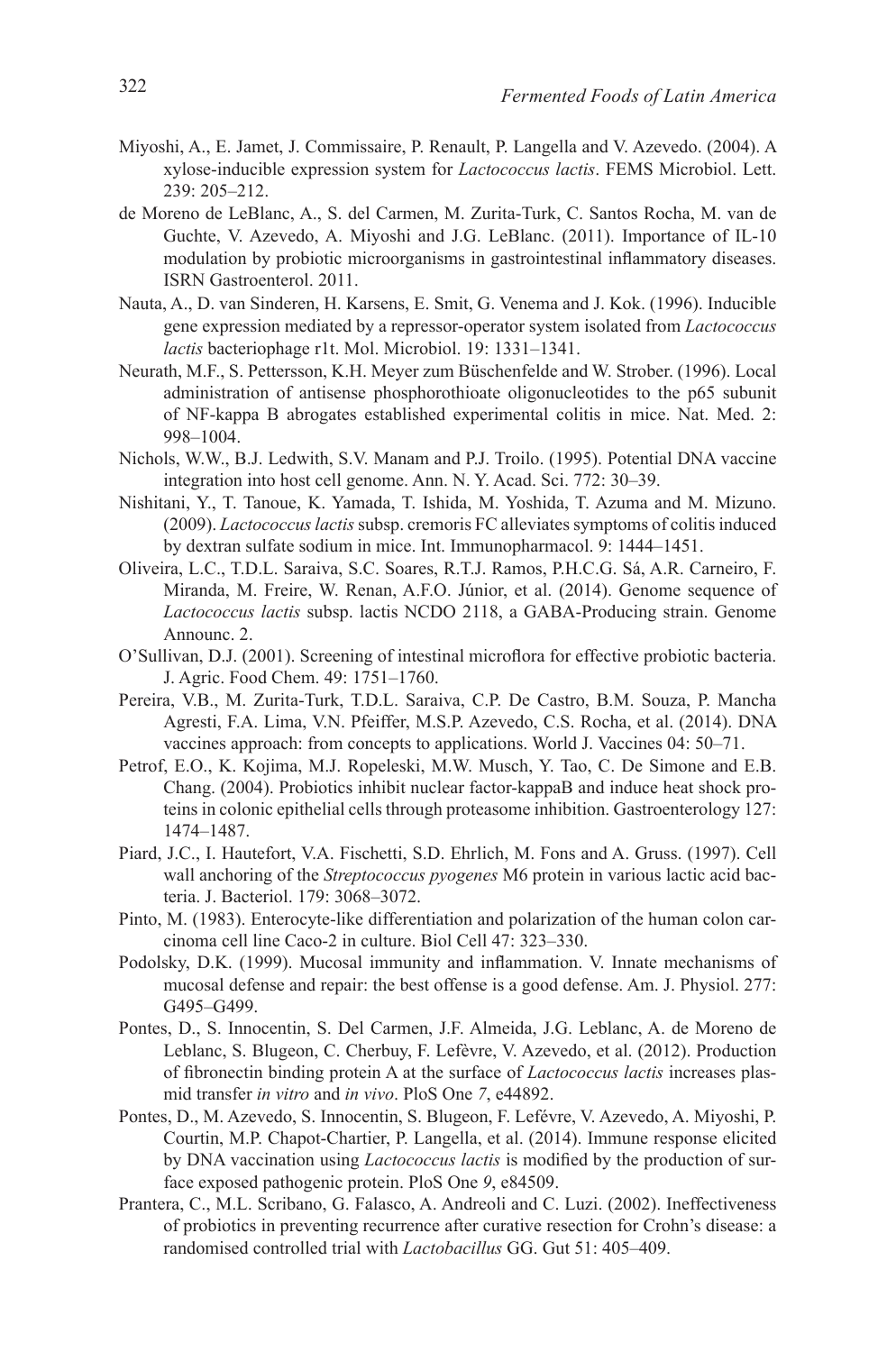Miyoshi, A., E. Jamet, J. Commissaire, P. Renault, P. Langella and V. Azevedo. (2004). A xylose-inducible expression system for *Lactococcus lactis*. FEMS Microbiol. Lett. 239: 205–212.

de Moreno de LeBlanc, A., S. del Carmen, M. Zurita-Turk, C. Santos Rocha, M. van de Guchte, V. Azevedo, A. Miyoshi and J.G. LeBlanc. (2011). Importance of IL-10 modulation by probiotic microorganisms in gastrointestinal inflammatory diseases. ISRN Gastroenterol. 2011.

Nauta, A., D. van Sinderen, H. Karsens, E. Smit, G. Venema and J. Kok. (1996). Inducible gene expression mediated by a repressor-operator system isolated from *Lactococcus lactis* bacteriophage r1t. Mol. Microbiol. 19: 1331–1341.

Neurath, M.F., S. Pettersson, K.H. Meyer zum Büschenfelde and W. Strober. (1996). Local administration of antisense phosphorothioate oligonucleotides to the p65 subunit of NF-kappa B abrogates established experimental colitis in mice. Nat. Med. 2: 998–1004.

Nichols, W.W., B.J. Ledwith, S.V. Manam and P.J. Troilo. (1995). Potential DNA vaccine integration into host cell genome. Ann. N. Y. Acad. Sci. 772: 30–39.

Nishitani, Y., T. Tanoue, K. Yamada, T. Ishida, M. Yoshida, T. Azuma and M. Mizuno. (2009). *Lactococcus lactis* subsp. cremoris FC alleviates symptoms of colitis induced by dextran sulfate sodium in mice. Int. Immunopharmacol. 9: 1444–1451.

Oliveira, L.C., T.D.L. Saraiva, S.C. Soares, R.T.J. Ramos, P.H.C.G. Sá, A.R. Carneiro, F. Miranda, M. Freire, W. Renan, A.F.O. Júnior, et al. (2014). Genome sequence of *Lactococcus lactis* subsp. lactis NCDO 2118, a GABA-Producing strain. Genome Announc. 2.

O'Sullivan, D.J. (2001). Screening of intestinal microflora for effective probiotic bacteria. J. Agric. Food Chem. 49: 1751–1760.

Pereira, V.B., M. Zurita-Turk, T.D.L. Saraiva, C.P. De Castro, B.M. Souza, P. Mancha Agresti, F.A. Lima, V.N. Pfeiffer, M.S.P. Azevedo, C.S. Rocha, et al. (2014). DNA vaccines approach: from concepts to applications. World J. Vaccines 04: 50–71.

Petrof, E.O., K. Kojima, M.J. Ropeleski, M.W. Musch, Y. Tao, C. De Simone and E.B. Chang. (2004). Probiotics inhibit nuclear factor-kappaB and induce heat shock proteins in colonic epithelial cells through proteasome inhibition. Gastroenterology 127: 1474–1487.

Piard, J.C., I. Hautefort, V.A. Fischetti, S.D. Ehrlich, M. Fons and A. Gruss. (1997). Cell wall anchoring of the *Streptococcus pyogenes* M6 protein in various lactic acid bacteria. J. Bacteriol. 179: 3068–3072.

Pinto, M. (1983). Enterocyte-like differentiation and polarization of the human colon carcinoma cell line Caco-2 in culture. Biol Cell 47: 323–330.

Podolsky, D.K. (1999). Mucosal immunity and inflammation. V. Innate mechanisms of mucosal defense and repair: the best offense is a good defense. Am. J. Physiol. 277: G495–G499.

Pontes, D., S. Innocentin, S. Del Carmen, J.F. Almeida, J.G. Leblanc, A. de Moreno de Leblanc, S. Blugeon, C. Cherbuy, F. Lefèvre, V. Azevedo, et al. (2012). Production of fibronectin binding protein A at the surface of *Lactococcus lactis* increases plasmid transfer *in vitro* and *in vivo*. PloS One *7*, e44892.

Pontes, D., M. Azevedo, S. Innocentin, S. Blugeon, F. Lefévre, V. Azevedo, A. Miyoshi, P. Courtin, M.P. Chapot-Chartier, P. Langella, et al. (2014). Immune response elicited by DNA vaccination using *Lactococcus lactis* is modified by the production of surface exposed pathogenic protein. PloS One *9*, e84509.

Prantera, C., M.L. Scribano, G. Falasco, A. Andreoli and C. Luzi. (2002). Ineffectiveness of probiotics in preventing recurrence after curative resection for Crohn's disease: a randomised controlled trial with *Lactobacillus* GG. Gut 51: 405–409.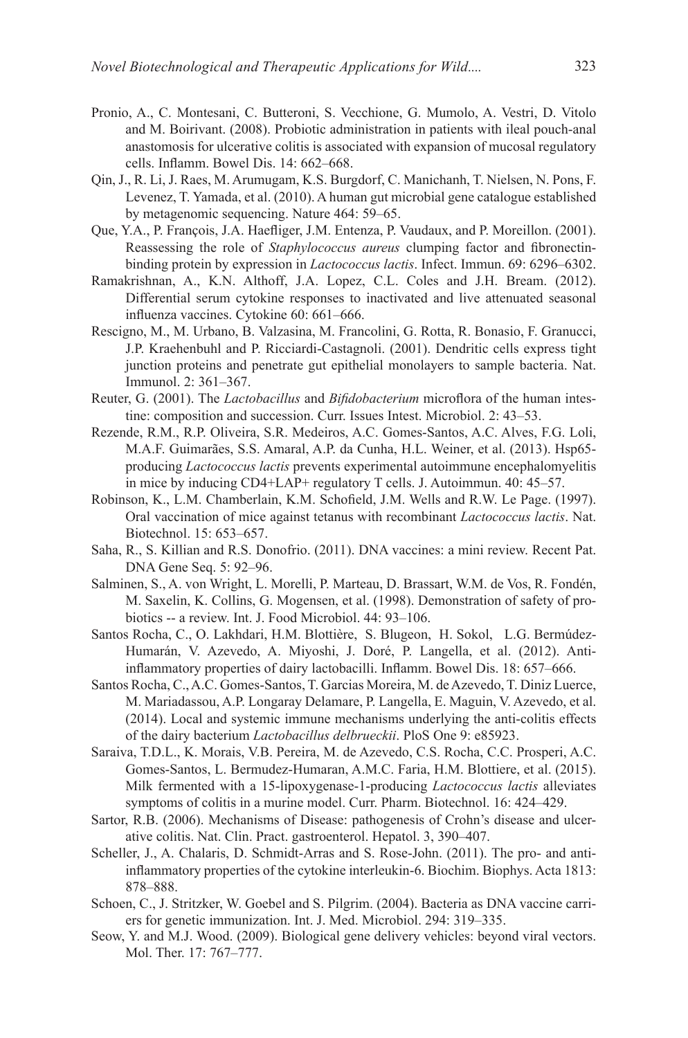Pronio, A., C. Montesani, C. Butteroni, S. Vecchione, G. Mumolo, A. Vestri, D. Vitolo and M. Boirivant. (2008). Probiotic administration in patients with ileal pouch-anal anastomosis for ulcerative colitis is associated with expansion of mucosal regulatory cells. Inflamm. Bowel Dis. 14: 662–668.

Qin, J., R. Li, J. Raes, M. Arumugam, K.S. Burgdorf, C. Manichanh, T. Nielsen, N. Pons, F. Levenez, T. Yamada, et al. (2010). A human gut microbial gene catalogue established by metagenomic sequencing. Nature 464: 59–65.

Que, Y.A., P. François, J.A. Haefliger, J.M. Entenza, P. Vaudaux, and P. Moreillon. (2001). Reassessing the role of *Staphylococcus aureus* clumping factor and fibronectin-binding protein by expression in *Lactococcus lactis*. Infect. Immun. 69: 6296–6302.

Ramakrishnan, A., K.N. Althoff, J.A. Lopez, C.L. Coles and J.H. Bream. (2012). Differential serum cytokine responses to inactivated and live attenuated seasonal influenza vaccines. Cytokine 60: 661–666.

Rescigno, M., M. Urbano, B. Valzasina, M. Francolini, G. Rotta, R. Bonasio, F. Granucci, J.P. Kraehenbuhl and P. Ricciardi-Castagnoli. (2001). Dendritic cells express tight junction proteins and penetrate gut epithelial monolayers to sample bacteria. Nat. Immunol. 2: 361–367.

Reuter, G. (2001). The *Lactobacillus* and *Bifidobacterium* microflora of the human intestine: composition and succession. Curr. Issues Intest. Microbiol. 2: 43–53.

Rezende, R.M., R.P. Oliveira, S.R. Medeiros, A.C. Gomes-Santos, A.C. Alves, F.G. Loli, M.A.F. Guimarães, S.S. Amaral, A.P. da Cunha, H.L. Weiner, et al. (2013). Hsp65-producing *Lactococcus lactis* prevents experimental autoimmune encephalomyelitis in mice by inducing CD4+LAP+ regulatory T cells. J. Autoimmun. 40: 45–57.

Robinson, K., L.M. Chamberlain, K.M. Schofield, J.M. Wells and R.W. Le Page. (1997). Oral vaccination of mice against tetanus with recombinant *Lactococcus lactis*. Nat. Biotechnol. 15: 653–657.

Saha, R., S. Killian and R.S. Donofrio. (2011). DNA vaccines: a mini review. Recent Pat. DNA Gene Seq. 5: 92–96.

Salminen, S., A. von Wright, L. Morelli, P. Marteau, D. Brassart, W.M. de Vos, R. Fondén, M. Saxelin, K. Collins, G. Mogensen, et al. (1998). Demonstration of safety of probiotics -- a review. Int. J. Food Microbiol. 44: 93–106.

Santos Rocha, C., O. Lakhdari, H.M. Blottière, S. Blugeon, H. Sokol, L.G. Bermúdez-Humarán, V. Azevedo, A. Miyoshi, J. Doré, P. Langella, et al. (2012). Anti-inflammatory properties of dairy lactobacilli. Inflamm. Bowel Dis. 18: 657–666.

Santos Rocha, C., A.C. Gomes-Santos, T. Garcias Moreira, M. de Azevedo, T. Diniz Luerce, M. Mariadassou, A.P. Longaray Delamare, P. Langella, E. Maguin, V. Azevedo, et al. (2014). Local and systemic immune mechanisms underlying the anti-colitis effects of the dairy bacterium *Lactobacillus delbrueckii*. PloS One 9: e85923.

Saraiva, T.D.L., K. Morais, V.B. Pereira, M. de Azevedo, C.S. Rocha, C.C. Prosperi, A.C. Gomes-Santos, L. Bermudez-Humaran, A.M.C. Faria, H.M. Blottiere, et al. (2015). Milk fermented with a 15-lipoxygenase-1-producing *Lactococcus lactis* alleviates symptoms of colitis in a murine model. Curr. Pharm. Biotechnol. 16: 424–429.

Sartor, R.B. (2006). Mechanisms of Disease: pathogenesis of Crohn's disease and ulcerative colitis. Nat. Clin. Pract. gastroenterol. Hepatol. 3, 390–407.

Scheller, J., A. Chalaris, D. Schmidt-Arras and S. Rose-John. (2011). The pro- and anti-inflammatory properties of the cytokine interleukin-6. Biochim. Biophys. Acta 1813: 878–888.

Schoen, C., J. Stritzker, W. Goebel and S. Pilgrim. (2004). Bacteria as DNA vaccine carriers for genetic immunization. Int. J. Med. Microbiol. 294: 319–335.

Seow, Y. and M.J. Wood. (2009). Biological gene delivery vehicles: beyond viral vectors. Mol. Ther. 17: 767–777.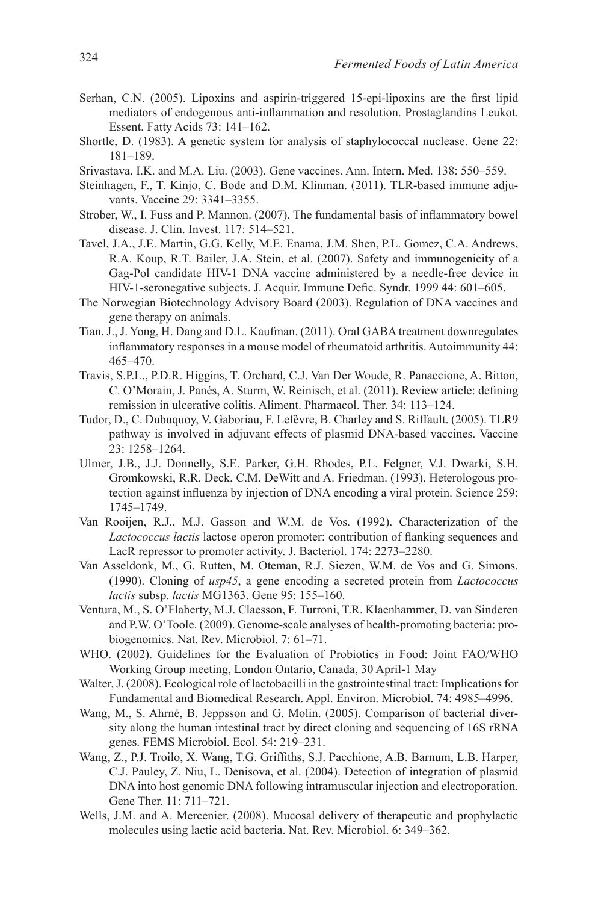Serhan, C.N. (2005). Lipoxins and aspirin-triggered 15-epi-lipoxins are the first lipid mediators of endogenous anti-inflammation and resolution. Prostaglandins Leukot. Essent. Fatty Acids 73: 141–162.

Shortle, D. (1983). A genetic system for analysis of staphylococcal nuclease. Gene 22: 181–189.

Srivastava, I.K. and M.A. Liu. (2003). Gene vaccines. Ann. Intern. Med. 138: 550–559.

Steinhagen, F., T. Kinjo, C. Bode and D.M. Klinman. (2011). TLR-based immune adjuvants. Vaccine 29: 3341–3355.

Strober, W., I. Fuss and P. Mannon. (2007). The fundamental basis of inflammatory bowel disease. J. Clin. Invest. 117: 514–521.

Tavel, J.A., J.E. Martin, G.G. Kelly, M.E. Enama, J.M. Shen, P.L. Gomez, C.A. Andrews, R.A. Koup, R.T. Bailer, J.A. Stein, et al. (2007). Safety and immunogenicity of a Gag-Pol candidate HIV-1 DNA vaccine administered by a needle-free device in HIV-1-seronegative subjects. J. Acquir. Immune Defic. Syndr. 1999 44: 601–605.

The Norwegian Biotechnology Advisory Board (2003). Regulation of DNA vaccines and gene therapy on animals.

Tian, J., J. Yong, H. Dang and D.L. Kaufman. (2011). Oral GABA treatment downregulates inflammatory responses in a mouse model of rheumatoid arthritis. Autoimmunity 44: 465–470.

Travis, S.P.L., P.D.R. Higgins, T. Orchard, C.J. Van Der Woude, R. Panaccione, A. Bitton, C. O'Morain, J. Panés, A. Sturm, W. Reinisch, et al. (2011). Review article: defining remission in ulcerative colitis. Aliment. Pharmacol. Ther. 34: 113–124.

Tudor, D., C. Dubuquoy, V. Gaboriau, F. Lefèvre, B. Charley and S. Riffault. (2005). TLR9 pathway is involved in adjuvant effects of plasmid DNA-based vaccines. Vaccine 23: 1258–1264.

Ulmer, J.B., J.J. Donnelly, S.E. Parker, G.H. Rhodes, P.L. Felgner, V.J. Dwarki, S.H. Gromkowski, R.R. Deck, C.M. DeWitt and A. Friedman. (1993). Heterologous protection against influenza by injection of DNA encoding a viral protein. Science 259: 1745–1749.

Van Rooijen, R.J., M.J. Gasson and W.M. de Vos. (1992). Characterization of the *Lactococcus lactis* lactose operon promoter: contribution of flanking sequences and LacR repressor to promoter activity. J. Bacteriol. 174: 2273–2280.

Van Asseldonk, M., G. Rutten, M. Oteman, R.J. Siezen, W.M. de Vos and G. Simons. (1990). Cloning of *usp45*, a gene encoding a secreted protein from *Lactococcus lactis* subsp. *lactis* MG1363. Gene 95: 155–160.

Ventura, M., S. O'Flaherty, M.J. Claesson, F. Turroni, T.R. Klaenhammer, D. van Sinderen and P.W. O'Toole. (2009). Genome-scale analyses of health-promoting bacteria: probiogenomics. Nat. Rev. Microbiol. 7: 61–71.

WHO. (2002). Guidelines for the Evaluation of Probiotics in Food: Joint FAO/WHO Working Group meeting, London Ontario, Canada, 30 April-1 May

Walter, J. (2008). Ecological role of lactobacilli in the gastrointestinal tract: Implications for Fundamental and Biomedical Research. Appl. Environ. Microbiol. 74: 4985–4996.

Wang, M., S. Ahrné, B. Jeppsson and G. Molin. (2005). Comparison of bacterial diversity along the human intestinal tract by direct cloning and sequencing of 16S rRNA genes. FEMS Microbiol. Ecol. 54: 219–231.

Wang, Z., P.J. Troilo, X. Wang, T.G. Griffiths, S.J. Pacchione, A.B. Barnum, L.B. Harper, C.J. Pauley, Z. Niu, L. Denisova, et al. (2004). Detection of integration of plasmid DNA into host genomic DNA following intramuscular injection and electroporation. Gene Ther. 11: 711–721.

Wells, J.M. and A. Mercenier. (2008). Mucosal delivery of therapeutic and prophylactic molecules using lactic acid bacteria. Nat. Rev. Microbiol. 6: 349–362.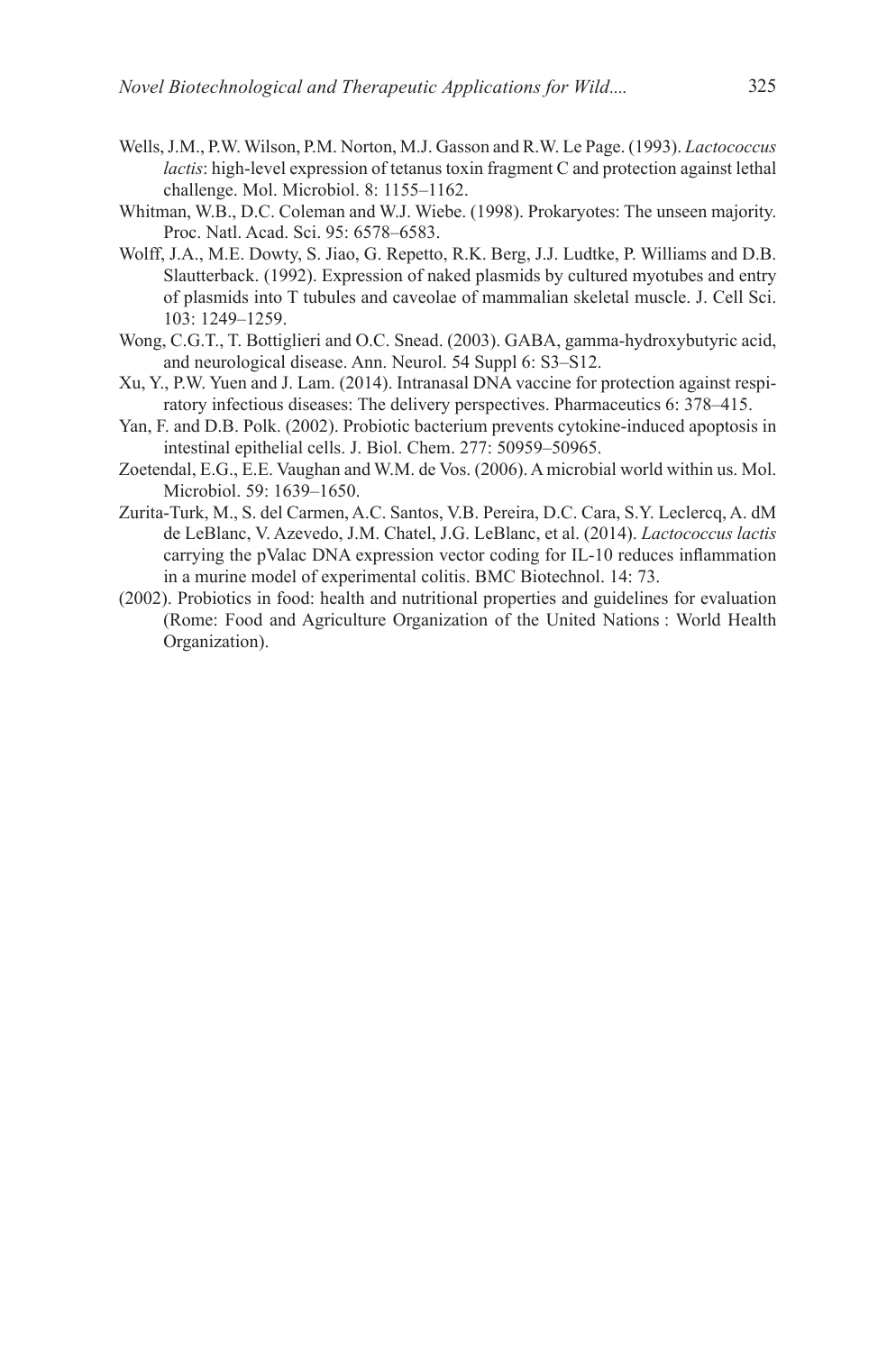Wells, J.M., P.W. Wilson, P.M. Norton, M.J. Gasson and R.W. Le Page. (1993). *Lactococcus lactis*: high-level expression of tetanus toxin fragment C and protection against lethal challenge. Mol. Microbiol. 8: 1155–1162.

Whitman, W.B., D.C. Coleman and W.J. Wiebe. (1998). Prokaryotes: The unseen majority. Proc. Natl. Acad. Sci. 95: 6578–6583.

Wolff, J.A., M.E. Dowty, S. Jiao, G. Repetto, R.K. Berg, J.J. Ludtke, P. Williams and D.B. Slautterback. (1992). Expression of naked plasmids by cultured myotubes and entry of plasmids into T tubules and caveolae of mammalian skeletal muscle. J. Cell Sci. 103: 1249–1259.

Wong, C.G.T., T. Bottiglieri and O.C. Snead. (2003). GABA, gamma-hydroxybutyric acid, and neurological disease. Ann. Neurol. 54 Suppl 6: S3–S12.

Xu, Y., P.W. Yuen and J. Lam. (2014). Intranasal DNA vaccine for protection against respiratory infectious diseases: The delivery perspectives. Pharmaceutics 6: 378–415.

Yan, F. and D.B. Polk. (2002). Probiotic bacterium prevents cytokine-induced apoptosis in intestinal epithelial cells. J. Biol. Chem. 277: 50959–50965.

Zoetendal, E.G., E.E. Vaughan and W.M. de Vos. (2006). A microbial world within us. Mol. Microbiol. 59: 1639–1650.

Zurita-Turk, M., S. del Carmen, A.C. Santos, V.B. Pereira, D.C. Cara, S.Y. Leclercq, A. dM de LeBlanc, V. Azevedo, J.M. Chatel, J.G. LeBlanc, et al. (2014). *Lactococcus lactis* carrying the pValac DNA expression vector coding for IL-10 reduces inflammation in a murine model of experimental colitis. BMC Biotechnol. 14: 73.

(2002). Probiotics in food: health and nutritional properties and guidelines for evaluation (Rome: Food and Agriculture Organization of the United Nations : World Health Organization).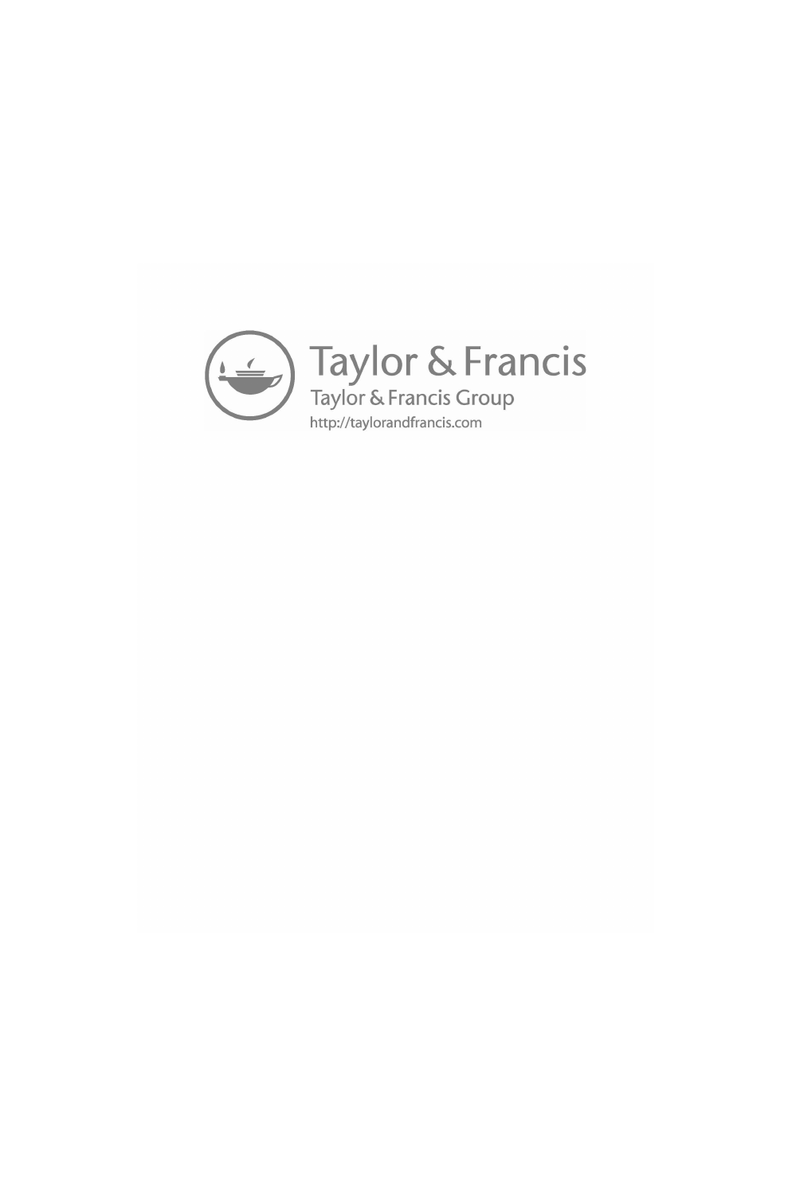Taylor & Francis

Taylor & Francis Group

http://taylorandfrancis.com